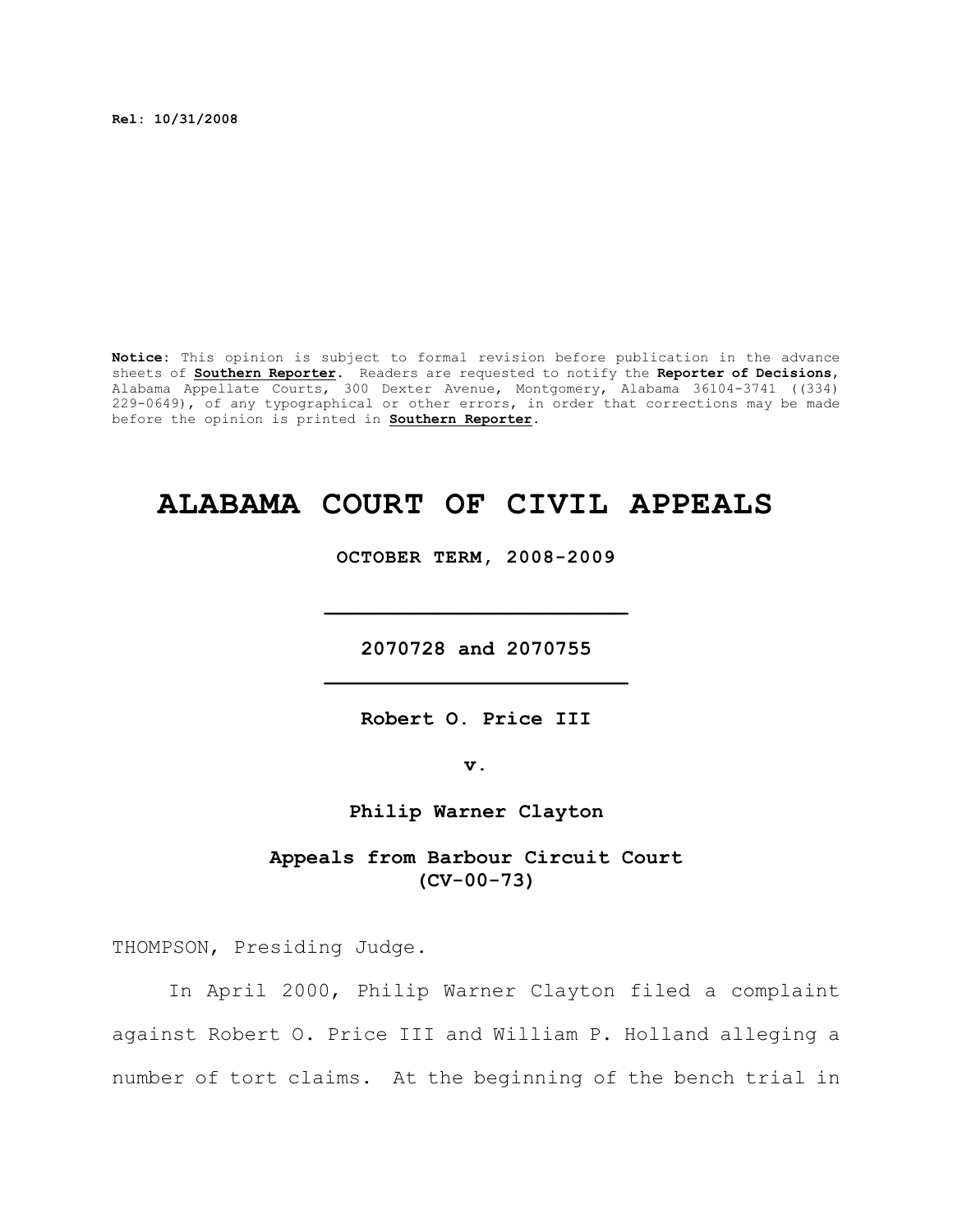**Rel: 10/31/2008**

**Notice:** This opinion is subject to formal revision before publication in the advance sheets of **Southern Reporter**. Readers are requested to notify the **Reporter of Decisions**, Alabama Appellate Courts, 300 Dexter Avenue, Montgomery, Alabama 36104-3741 ((334) 229-0649), of any typographical or other errors, in order that corrections may be made before the opinion is printed in **Southern Reporter**.

# ALABAMA COURT OF CIVIL APPEALS

**OCTOBER TERM, 2008-2009**

_________________________

**2070728 and 2070755**

_________________________

**Robert O. Price III**

**v.**

**Philip Warner Clayton**

**Appeals from Barbour Circuit Court (CV-00-73)**

THOMPSON, Presiding Judge.

In April 2000, Philip Warner Clayton filed a complaint against Robert O. Price III and William P. Holland alleging a number of tort claims. At the beginning of the bench trial in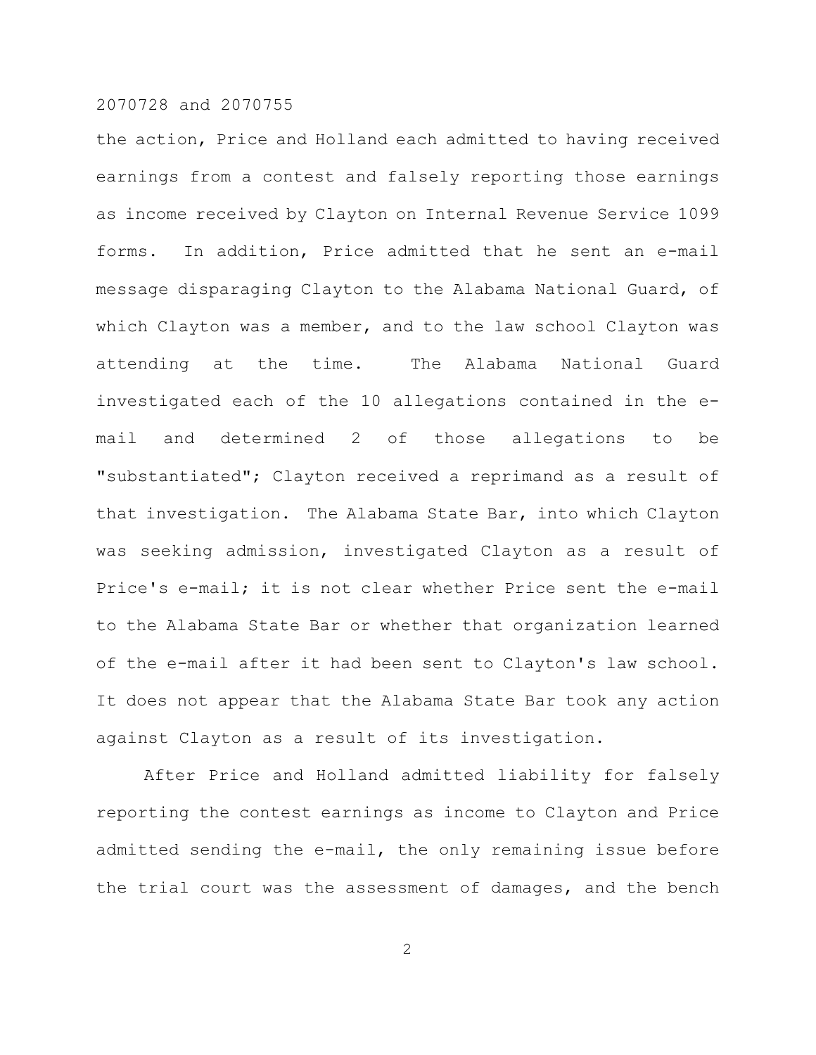the action, Price and Holland each admitted to having received earnings from a contest and falsely reporting those earnings as income received by Clayton on Internal Revenue Service 1099 forms. In addition, Price admitted that he sent an e-mail message disparaging Clayton to the Alabama National Guard, of which Clayton was a member, and to the law school Clayton was attending at the time. The Alabama National Guard investigated each of the 10 allegations contained in the e-mail and determined 2 of those allegations to be "substantiated"; Clayton received a reprimand as a result of that investigation. The Alabama State Bar, into which Clayton was seeking admission, investigated Clayton as a result of Price's e-mail; it is not clear whether Price sent the e-mail to the Alabama State Bar or whether that organization learned of the e-mail after it had been sent to Clayton's law school. It does not appear that the Alabama State Bar took any action against Clayton as a result of its investigation.

After Price and Holland admitted liability for falsely reporting the contest earnings as income to Clayton and Price admitted sending the e-mail, the only remaining issue before the trial court was the assessment of damages, and the bench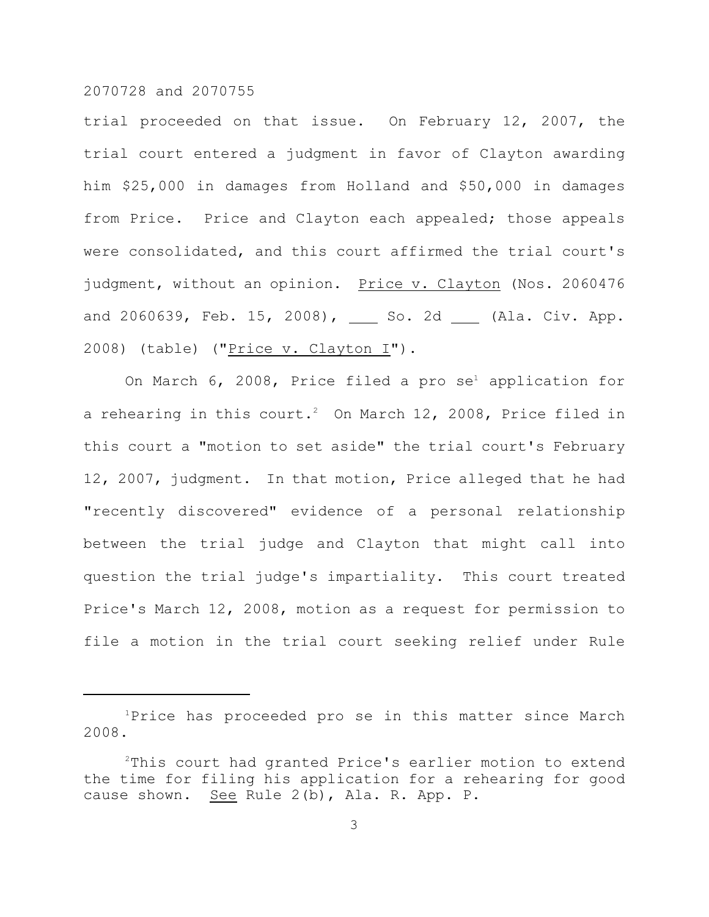trial proceeded on that issue. On February 12, 2007, the trial court entered a judgment in favor of Clayton awarding him $25,000 in damages from Holland and $50,000 in damages from Price. Price and Clayton each appealed; those appeals were consolidated, and this court affirmed the trial court's judgment, without an opinion. Price v. Clayton (Nos. 2060476 and 2060639, Feb. 15, 2008), ___ So. 2d ___ (Ala. Civ. App. 2008) (table) ("Price v. Clayton I").

On March 6, 2008, Price filed a pro se[1] application for a rehearing in this court.[2] On March 12, 2008, Price filed in this court a "motion to set aside" the trial court's February 12, 2007, judgment. In that motion, Price alleged that he had "recently discovered" evidence of a personal relationship between the trial judge and Clayton that might call into question the trial judge's impartiality. This court treated Price's March 12, 2008, motion as a request for permission to file a motion in the trial court seeking relief under Rule

---

[1] Price has proceeded pro se in this matter since March 2008.

[2] This court had granted Price's earlier motion to extend the time for filing his application for a rehearing for good cause shown. See Rule 2(b), Ala. R. App. P.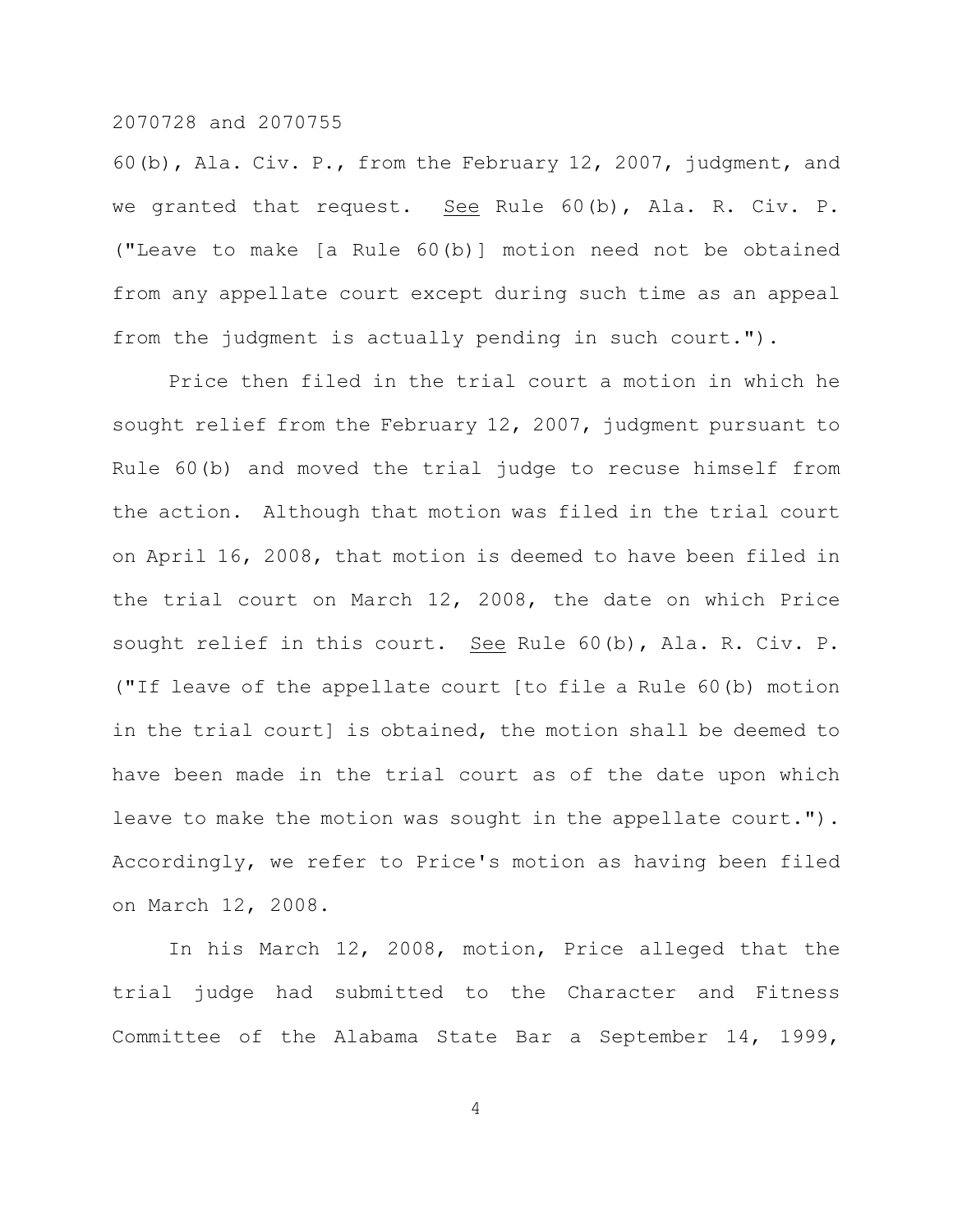60(b), Ala. Civ. P., from the February 12, 2007, judgment, and we granted that request. _See_ Rule 60(b), Ala. R. Civ. P. ("Leave to make [a Rule 60(b)] motion need not be obtained from any appellate court except during such time as an appeal from the judgment is actually pending in such court.").

Price then filed in the trial court a motion in which he sought relief from the February 12, 2007, judgment pursuant to Rule 60(b) and moved the trial judge to recuse himself from the action. Although that motion was filed in the trial court on April 16, 2008, that motion is deemed to have been filed in the trial court on March 12, 2008, the date on which Price sought relief in this court. _See_ Rule 60(b), Ala. R. Civ. P. ("If leave of the appellate court [to file a Rule 60(b) motion in the trial court] is obtained, the motion shall be deemed to have been made in the trial court as of the date upon which leave to make the motion was sought in the appellate court."). Accordingly, we refer to Price's motion as having been filed on March 12, 2008.

In his March 12, 2008, motion, Price alleged that the trial judge had submitted to the Character and Fitness Committee of the Alabama State Bar a September 14, 1999,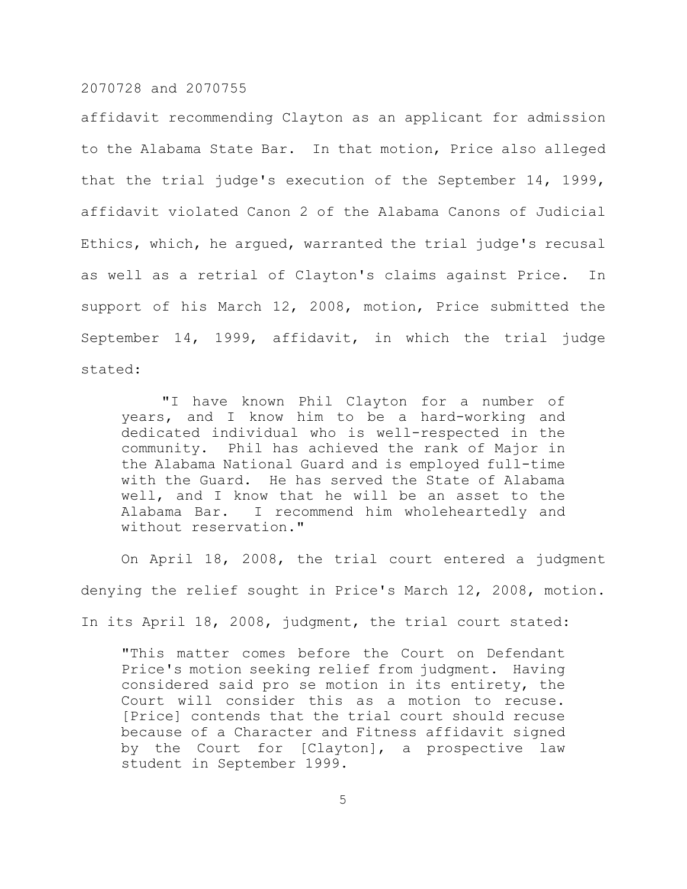affidavit recommending Clayton as an applicant for admission to the Alabama State Bar. In that motion, Price also alleged that the trial judge's execution of the September 14, 1999, affidavit violated Canon 2 of the Alabama Canons of Judicial Ethics, which, he argued, warranted the trial judge's recusal as well as a retrial of Clayton's claims against Price. In support of his March 12, 2008, motion, Price submitted the September 14, 1999, affidavit, in which the trial judge stated:

> "I have known Phil Clayton for a number of years, and I know him to be a hard-working and dedicated individual who is well-respected in the community. Phil has achieved the rank of Major in the Alabama National Guard and is employed full-time with the Guard. He has served the State of Alabama well, and I know that he will be an asset to the Alabama Bar. I recommend him wholeheartedly and without reservation."

On April 18, 2008, the trial court entered a judgment denying the relief sought in Price's March 12, 2008, motion. In its April 18, 2008, judgment, the trial court stated:

> "This matter comes before the Court on Defendant Price's motion seeking relief from judgment. Having considered said pro se motion in its entirety, the Court will consider this as a motion to recuse. [Price] contends that the trial court should recuse because of a Character and Fitness affidavit signed by the Court for [Clayton], a prospective law student in September 1999.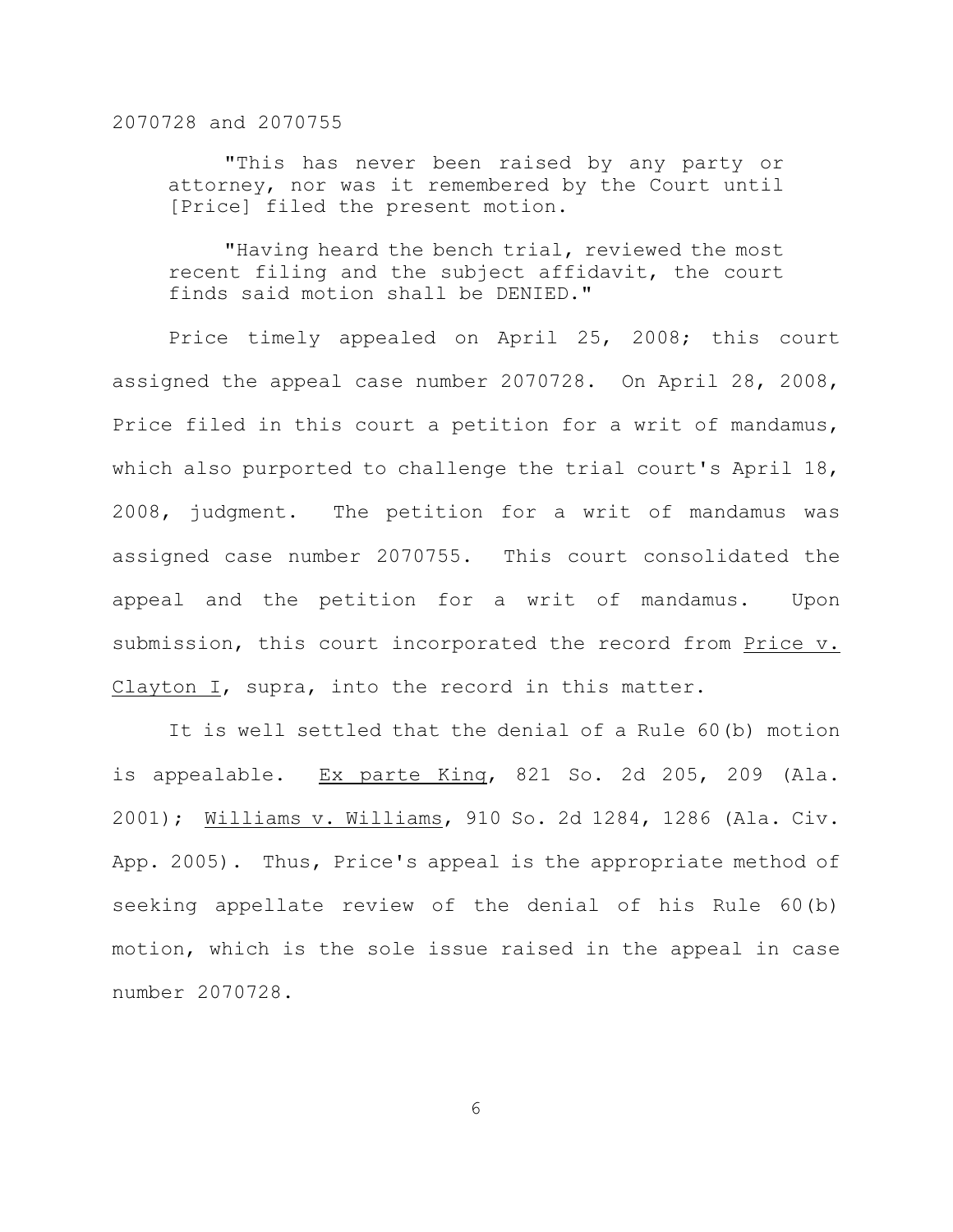> "This has never been raised by any party or attorney, nor was it remembered by the Court until [Price] filed the present motion.
>
> "Having heard the bench trial, reviewed the most recent filing and the subject affidavit, the court finds said motion shall be DENIED."

Price timely appealed on April 25, 2008; this court assigned the appeal case number 2070728. On April 28, 2008, Price filed in this court a petition for a writ of mandamus, which also purported to challenge the trial court's April 18, 2008, judgment. The petition for a writ of mandamus was assigned case number 2070755. This court consolidated the appeal and the petition for a writ of mandamus. Upon submission, this court incorporated the record from Price v. Clayton I, supra, into the record in this matter.

It is well settled that the denial of a Rule 60(b) motion is appealable. Ex parte King, 821 So. 2d 205, 209 (Ala. 2001); Williams v. Williams, 910 So. 2d 1284, 1286 (Ala. Civ. App. 2005). Thus, Price's appeal is the appropriate method of seeking appellate review of the denial of his Rule 60(b) motion, which is the sole issue raised in the appeal in case number 2070728.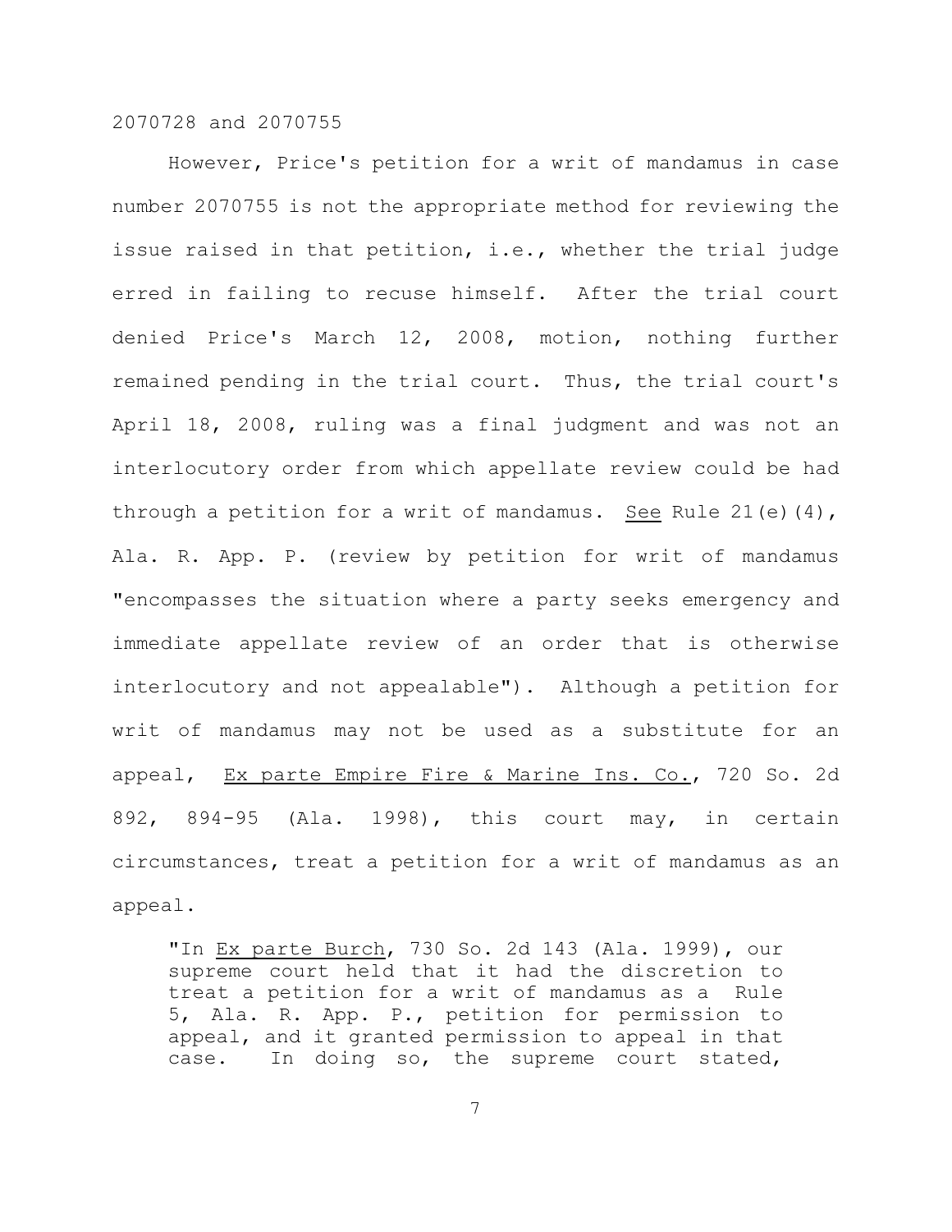However, Price's petition for a writ of mandamus in case number 2070755 is not the appropriate method for reviewing the issue raised in that petition, i.e., whether the trial judge erred in failing to recuse himself. After the trial court denied Price's March 12, 2008, motion, nothing further remained pending in the trial court. Thus, the trial court's April 18, 2008, ruling was a final judgment and was not an interlocutory order from which appellate review could be had through a petition for a writ of mandamus. See Rule 21(e)(4), Ala. R. App. P. (review by petition for writ of mandamus "encompasses the situation where a party seeks emergency and immediate appellate review of an order that is otherwise interlocutory and not appealable"). Although a petition for writ of mandamus may not be used as a substitute for an appeal, Ex parte Empire Fire & Marine Ins. Co., 720 So. 2d 892, 894-95 (Ala. 1998), this court may, in certain circumstances, treat a petition for a writ of mandamus as an appeal.

> "In Ex parte Burch, 730 So. 2d 143 (Ala. 1999), our supreme court held that it had the discretion to treat a petition for a writ of mandamus as a Rule 5, Ala. R. App. P., petition for permission to appeal, and it granted permission to appeal in that case. In doing so, the supreme court stated,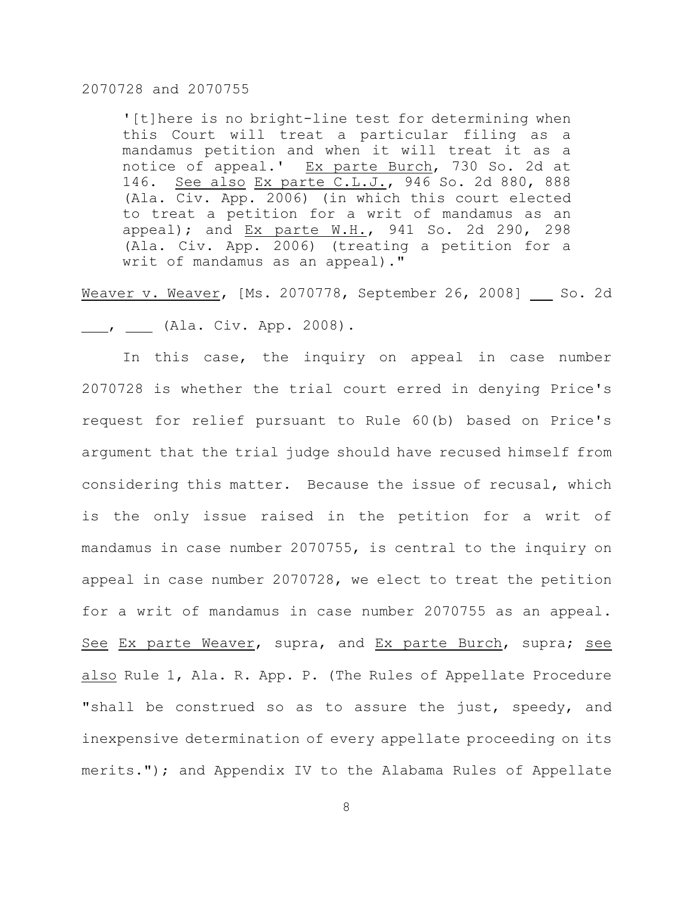'[t]here is no bright-line test for determining when this Court will treat a particular filing as a mandamus petition and when it will treat it as a notice of appeal.' Ex parte Burch, 730 So. 2d at 146. See also Ex parte C.L.J., 946 So. 2d 880, 888 (Ala. Civ. App. 2006) (in which this court elected to treat a petition for a writ of mandamus as an appeal); and Ex parte W.H., 941 So. 2d 290, 298 (Ala. Civ. App. 2006) (treating a petition for a writ of mandamus as an appeal)."

Weaver v. Weaver, [Ms. 2070778, September 26, 2008] ___ So. 2d ___, ___ (Ala. Civ. App. 2008).

In this case, the inquiry on appeal in case number 2070728 is whether the trial court erred in denying Price's request for relief pursuant to Rule 60(b) based on Price's argument that the trial judge should have recused himself from considering this matter. Because the issue of recusal, which is the only issue raised in the petition for a writ of mandamus in case number 2070755, is central to the inquiry on appeal in case number 2070728, we elect to treat the petition for a writ of mandamus in case number 2070755 as an appeal. See Ex parte Weaver, supra, and Ex parte Burch, supra; see also Rule 1, Ala. R. App. P. (The Rules of Appellate Procedure "shall be construed so as to assure the just, speedy, and inexpensive determination of every appellate proceeding on its merits."); and Appendix IV to the Alabama Rules of Appellate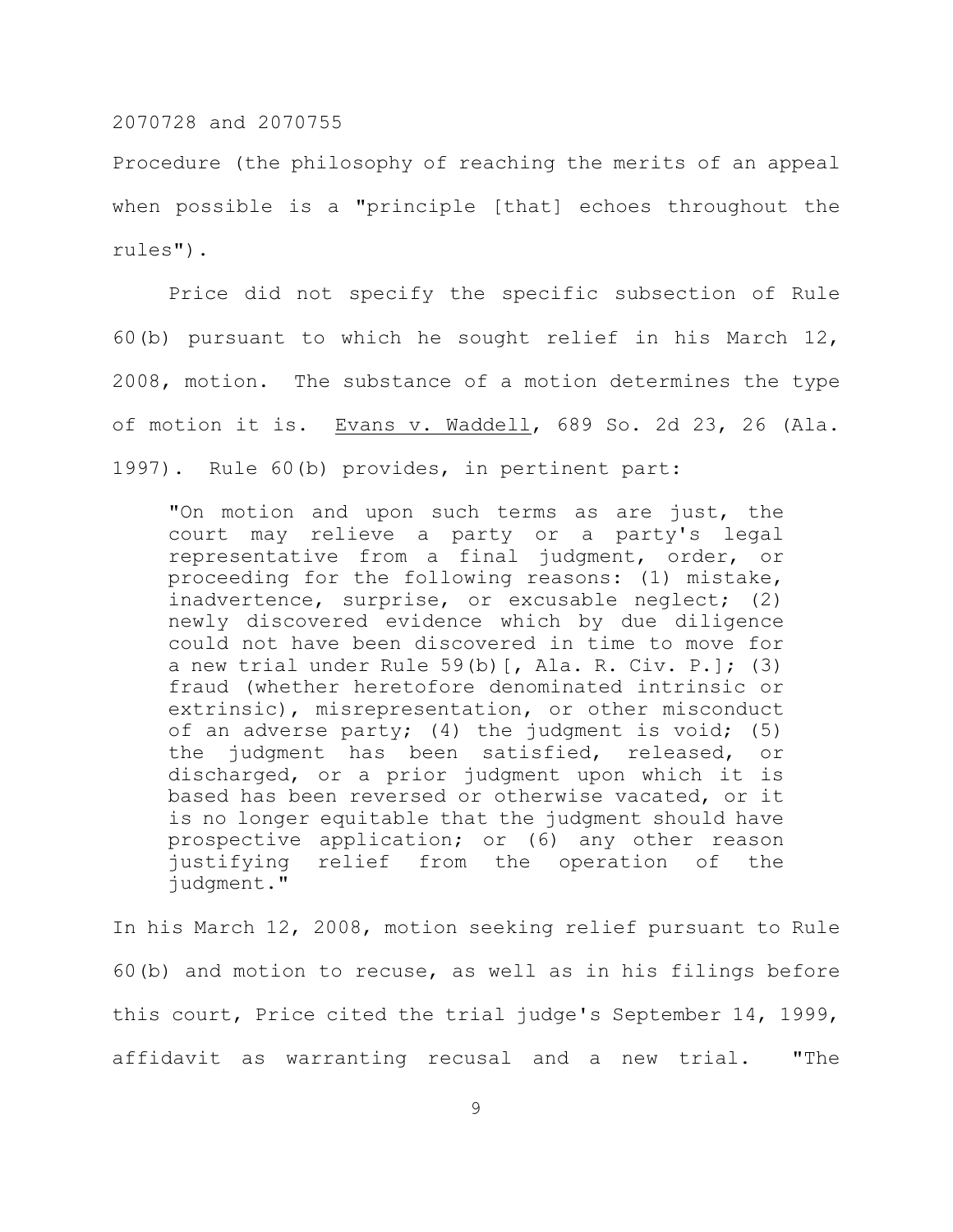Procedure (the philosophy of reaching the merits of an appeal when possible is a "principle [that] echoes throughout the rules").

Price did not specify the specific subsection of Rule 60(b) pursuant to which he sought relief in his March 12, 2008, motion. The substance of a motion determines the type of motion it is. Evans v. Waddell, 689 So. 2d 23, 26 (Ala. 1997). Rule 60(b) provides, in pertinent part:

> "On motion and upon such terms as are just, the court may relieve a party or a party's legal representative from a final judgment, order, or proceeding for the following reasons: (1) mistake, inadvertence, surprise, or excusable neglect; (2) newly discovered evidence which by due diligence could not have been discovered in time to move for a new trial under Rule 59(b)[, Ala. R. Civ. P.]; (3) fraud (whether heretofore denominated intrinsic or extrinsic), misrepresentation, or other misconduct of an adverse party; (4) the judgment is void; (5) the judgment has been satisfied, released, or discharged, or a prior judgment upon which it is based has been reversed or otherwise vacated, or it is no longer equitable that the judgment should have prospective application; or (6) any other reason justifying relief from the operation of the judgment."

In his March 12, 2008, motion seeking relief pursuant to Rule 60(b) and motion to recuse, as well as in his filings before this court, Price cited the trial judge's September 14, 1999, affidavit as warranting recusal and a new trial. "The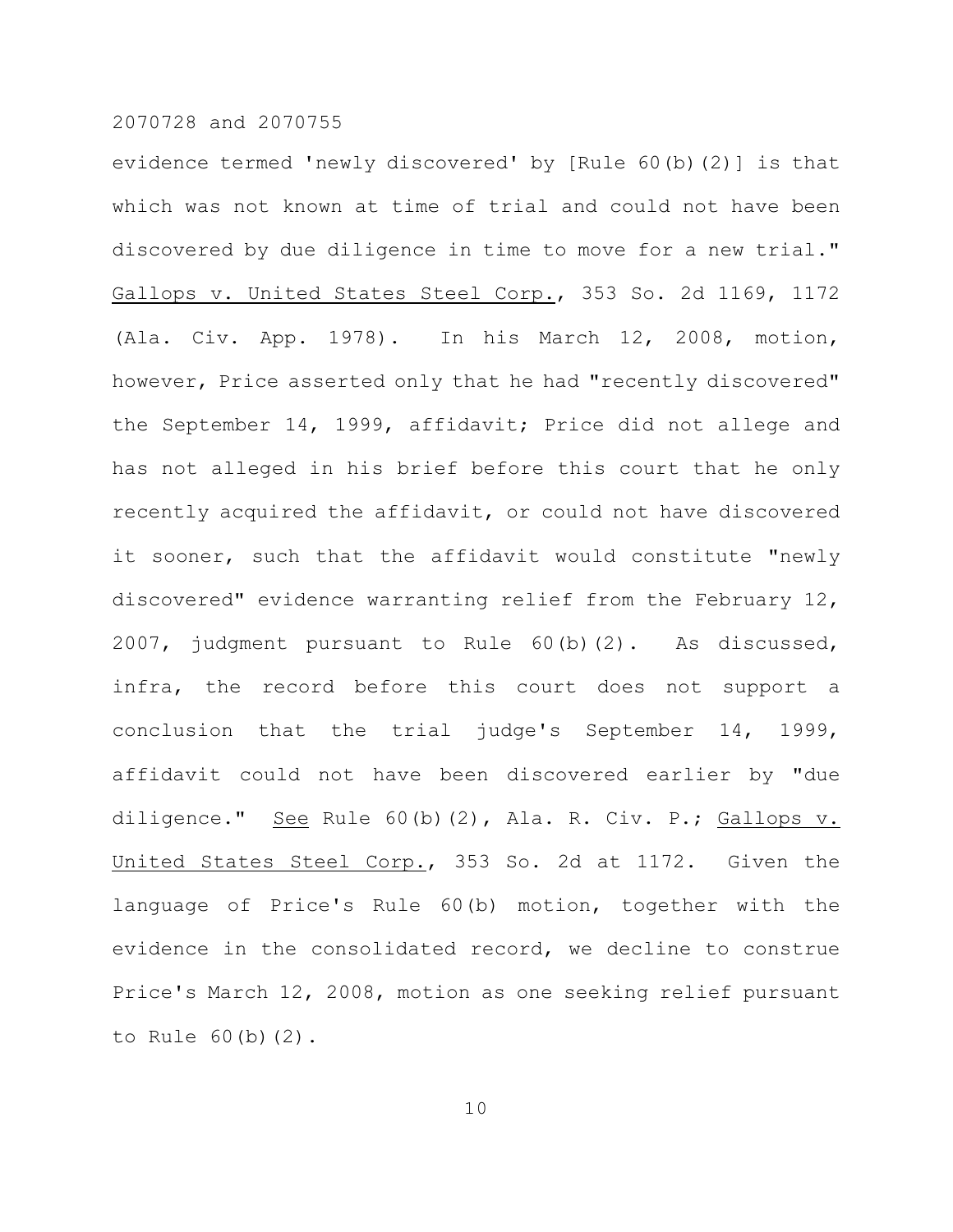evidence termed 'newly discovered' by [Rule 60(b)(2)] is that which was not known at time of trial and could not have been discovered by due diligence in time to move for a new trial." Gallops v. United States Steel Corp., 353 So. 2d 1169, 1172 (Ala. Civ. App. 1978). In his March 12, 2008, motion, however, Price asserted only that he had "recently discovered" the September 14, 1999, affidavit; Price did not allege and has not alleged in his brief before this court that he only recently acquired the affidavit, or could not have discovered it sooner, such that the affidavit would constitute "newly discovered" evidence warranting relief from the February 12, 2007, judgment pursuant to Rule 60(b)(2). As discussed, infra, the record before this court does not support a conclusion that the trial judge's September 14, 1999, affidavit could not have been discovered earlier by "due diligence." See Rule 60(b)(2), Ala. R. Civ. P.; Gallops v. United States Steel Corp., 353 So. 2d at 1172. Given the language of Price's Rule 60(b) motion, together with the evidence in the consolidated record, we decline to construe Price's March 12, 2008, motion as one seeking relief pursuant to Rule 60(b)(2).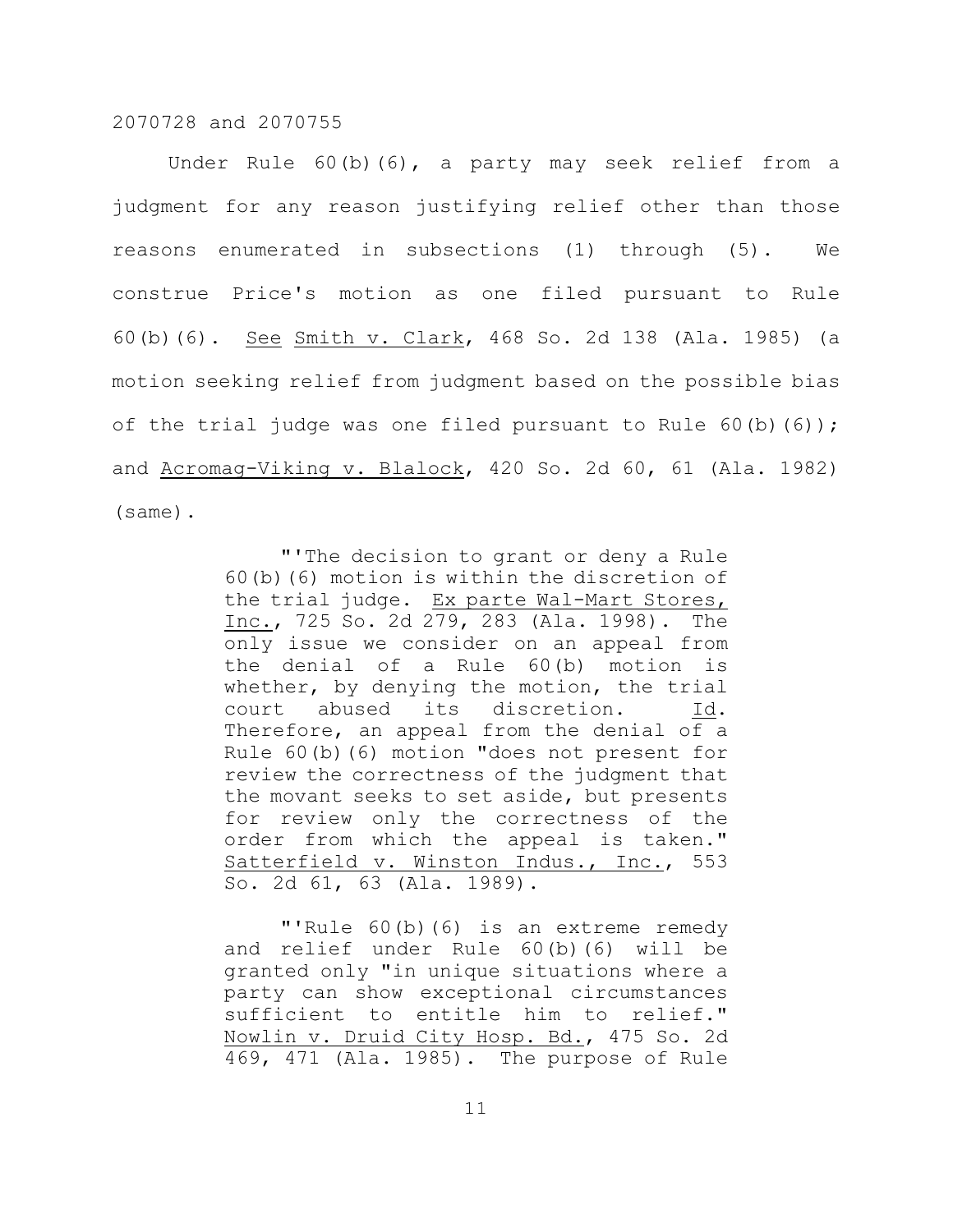Under Rule 60(b)(6), a party may seek relief from a judgment for any reason justifying relief other than those reasons enumerated in subsections (1) through (5). We construe Price's motion as one filed pursuant to Rule 60(b)(6). See Smith v. Clark, 468 So. 2d 138 (Ala. 1985) (a motion seeking relief from judgment based on the possible bias of the trial judge was one filed pursuant to Rule 60(b)(6)); and Acromag-Viking v. Blalock, 420 So. 2d 60, 61 (Ala. 1982) (same).

> "'The decision to grant or deny a Rule 60(b)(6) motion is within the discretion of the trial judge. Ex parte Wal-Mart Stores, Inc., 725 So. 2d 279, 283 (Ala. 1998). The only issue we consider on an appeal from the denial of a Rule 60(b) motion is whether, by denying the motion, the trial court abused its discretion. Id. Therefore, an appeal from the denial of a Rule 60(b)(6) motion "does not present for review the correctness of the judgment that the movant seeks to set aside, but presents for review only the correctness of the order from which the appeal is taken." Satterfield v. Winston Indus., Inc., 553 So. 2d 61, 63 (Ala. 1989).
>
> "'Rule 60(b)(6) is an extreme remedy and relief under Rule 60(b)(6) will be granted only "in unique situations where a party can show exceptional circumstances sufficient to entitle him to relief." Nowlin v. Druid City Hosp. Bd., 475 So. 2d 469, 471 (Ala. 1985). The purpose of Rule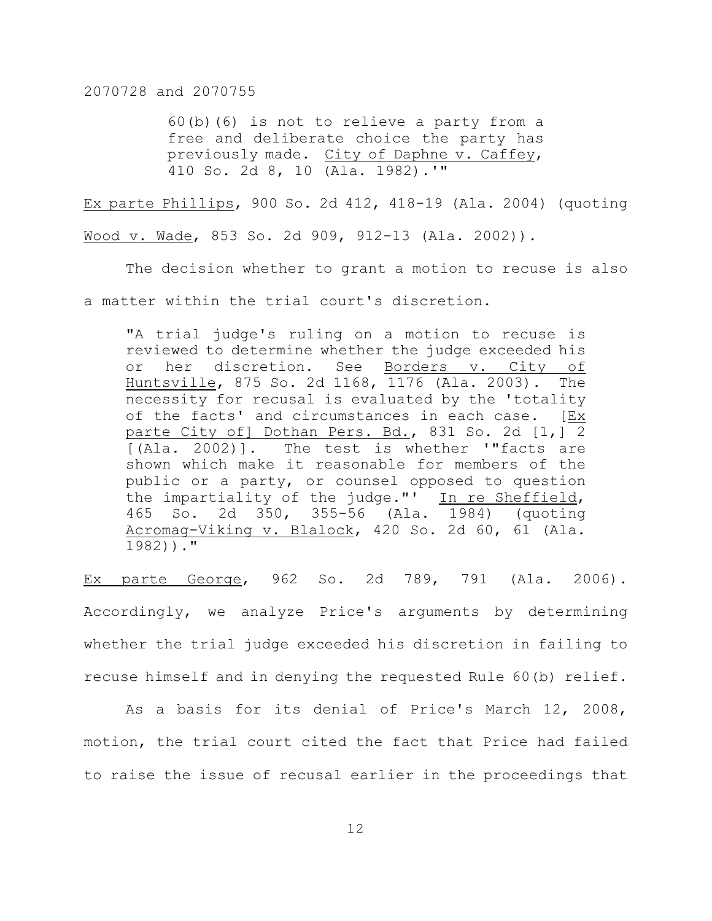> 60(b)(6) is not to relieve a party from a free and deliberate choice the party has previously made. City of Daphne v. Caffey, 410 So. 2d 8, 10 (Ala. 1982).'"

Ex parte Phillips, 900 So. 2d 412, 418-19 (Ala. 2004) (quoting Wood v. Wade, 853 So. 2d 909, 912-13 (Ala. 2002)).

The decision whether to grant a motion to recuse is also a matter within the trial court's discretion.

> "A trial judge's ruling on a motion to recuse is reviewed to determine whether the judge exceeded his or her discretion. See Borders v. City of Huntsville, 875 So. 2d 1168, 1176 (Ala. 2003). The necessity for recusal is evaluated by the 'totality of the facts' and circumstances in each case. [Ex parte City of] Dothan Pers. Bd., 831 So. 2d [1,] 2 [(Ala. 2002)]. The test is whether '"facts are shown which make it reasonable for members of the public or a party, or counsel opposed to question the impartiality of the judge."' In re Sheffield, 465 So. 2d 350, 355-56 (Ala. 1984) (quoting Acromag-Viking v. Blalock, 420 So. 2d 60, 61 (Ala. 1982))."

Ex parte George, 962 So. 2d 789, 791 (Ala. 2006). Accordingly, we analyze Price's arguments by determining whether the trial judge exceeded his discretion in failing to recuse himself and in denying the requested Rule 60(b) relief.

As a basis for its denial of Price's March 12, 2008, motion, the trial court cited the fact that Price had failed to raise the issue of recusal earlier in the proceedings that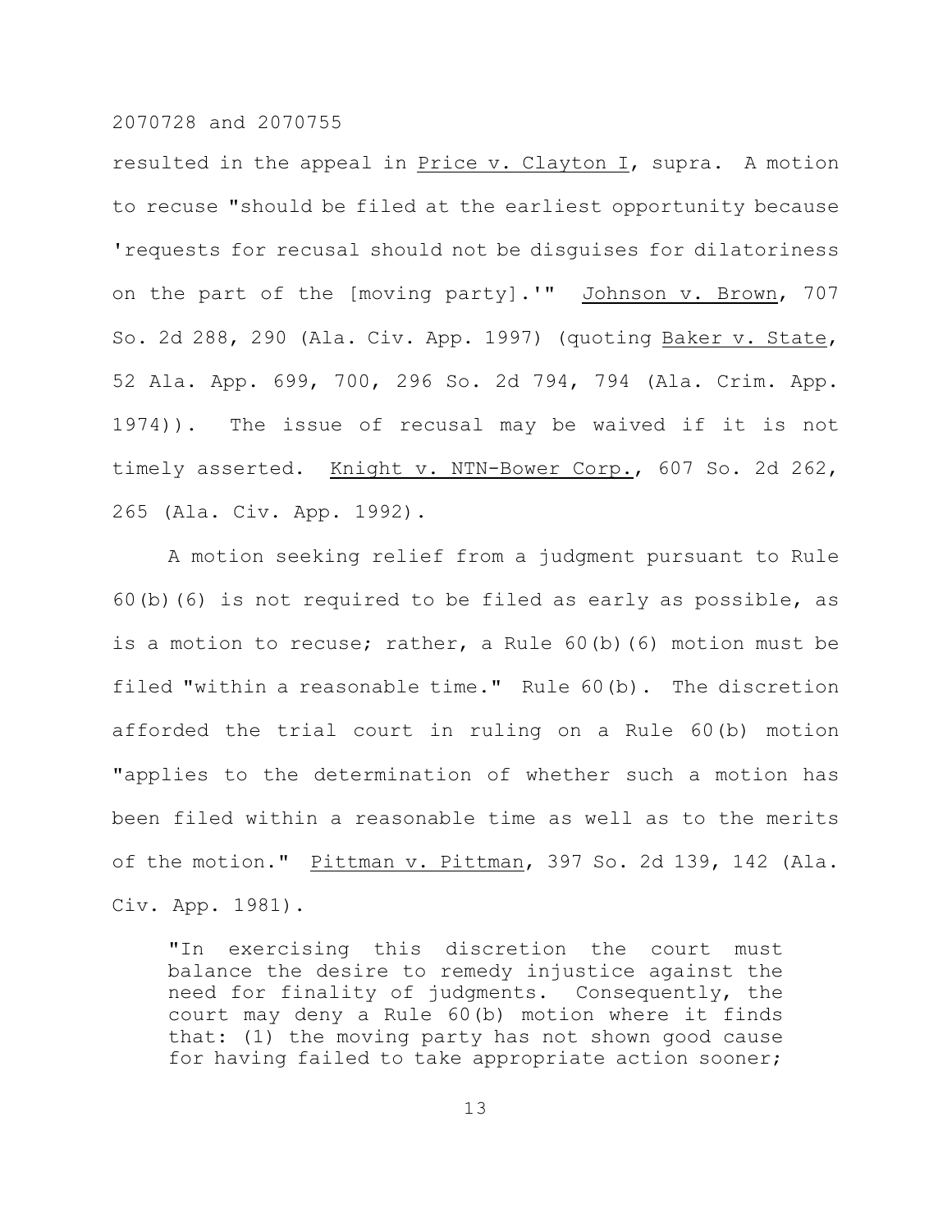resulted in the appeal in Price v. Clayton I, supra. A motion to recuse "should be filed at the earliest opportunity because 'requests for recusal should not be disguises for dilatoriness on the part of the [moving party].'" Johnson v. Brown, 707 So. 2d 288, 290 (Ala. Civ. App. 1997) (quoting Baker v. State, 52 Ala. App. 699, 700, 296 So. 2d 794, 794 (Ala. Crim. App. 1974)). The issue of recusal may be waived if it is not timely asserted. Knight v. NTN-Bower Corp., 607 So. 2d 262, 265 (Ala. Civ. App. 1992).

A motion seeking relief from a judgment pursuant to Rule 60(b)(6) is not required to be filed as early as possible, as is a motion to recuse; rather, a Rule 60(b)(6) motion must be filed "within a reasonable time." Rule 60(b). The discretion afforded the trial court in ruling on a Rule 60(b) motion "applies to the determination of whether such a motion has been filed within a reasonable time as well as to the merits of the motion." Pittman v. Pittman, 397 So. 2d 139, 142 (Ala. Civ. App. 1981).

> "In exercising this discretion the court must balance the desire to remedy injustice against the need for finality of judgments. Consequently, the court may deny a Rule 60(b) motion where it finds that: (1) the moving party has not shown good cause for having failed to take appropriate action sooner;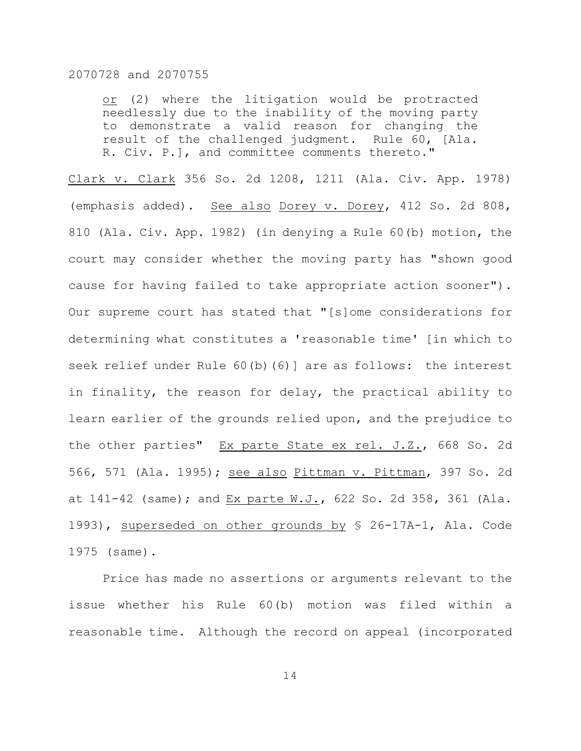> or (2) where the litigation would be protracted needlessly due to the inability of the moving party to demonstrate a valid reason for changing the result of the challenged judgment. Rule 60, [Ala. R. Civ. P.], and committee comments thereto."

Clark v. Clark 356 So. 2d 1208, 1211 (Ala. Civ. App. 1978) (emphasis added). See also Dorey v. Dorey, 412 So. 2d 808, 810 (Ala. Civ. App. 1982) (in denying a Rule 60(b) motion, the court may consider whether the moving party has "shown good cause for having failed to take appropriate action sooner"). Our supreme court has stated that "[s]ome considerations for determining what constitutes a 'reasonable time' [in which to seek relief under Rule 60(b)(6)] are as follows: the interest in finality, the reason for delay, the practical ability to learn earlier of the grounds relied upon, and the prejudice to the other parties" Ex parte State ex rel. J.Z., 668 So. 2d 566, 571 (Ala. 1995); see also Pittman v. Pittman, 397 So. 2d at 141-42 (same); and Ex parte W.J., 622 So. 2d 358, 361 (Ala. 1993), superseded on other grounds by § 26-17A-1, Ala. Code 1975 (same).

Price has made no assertions or arguments relevant to the issue whether his Rule 60(b) motion was filed within a reasonable time. Although the record on appeal (incorporated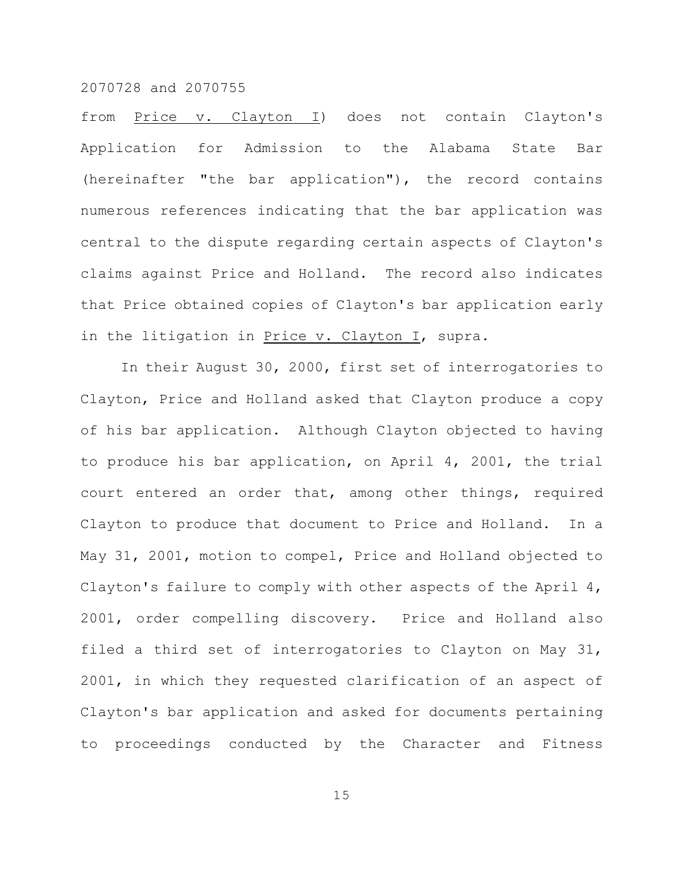from Price v. Clayton I) does not contain Clayton's Application for Admission to the Alabama State Bar (hereinafter "the bar application"), the record contains numerous references indicating that the bar application was central to the dispute regarding certain aspects of Clayton's claims against Price and Holland. The record also indicates that Price obtained copies of Clayton's bar application early in the litigation in Price v. Clayton I, supra.

In their August 30, 2000, first set of interrogatories to Clayton, Price and Holland asked that Clayton produce a copy of his bar application. Although Clayton objected to having to produce his bar application, on April 4, 2001, the trial court entered an order that, among other things, required Clayton to produce that document to Price and Holland. In a May 31, 2001, motion to compel, Price and Holland objected to Clayton's failure to comply with other aspects of the April 4, 2001, order compelling discovery. Price and Holland also filed a third set of interrogatories to Clayton on May 31, 2001, in which they requested clarification of an aspect of Clayton's bar application and asked for documents pertaining to proceedings conducted by the Character and Fitness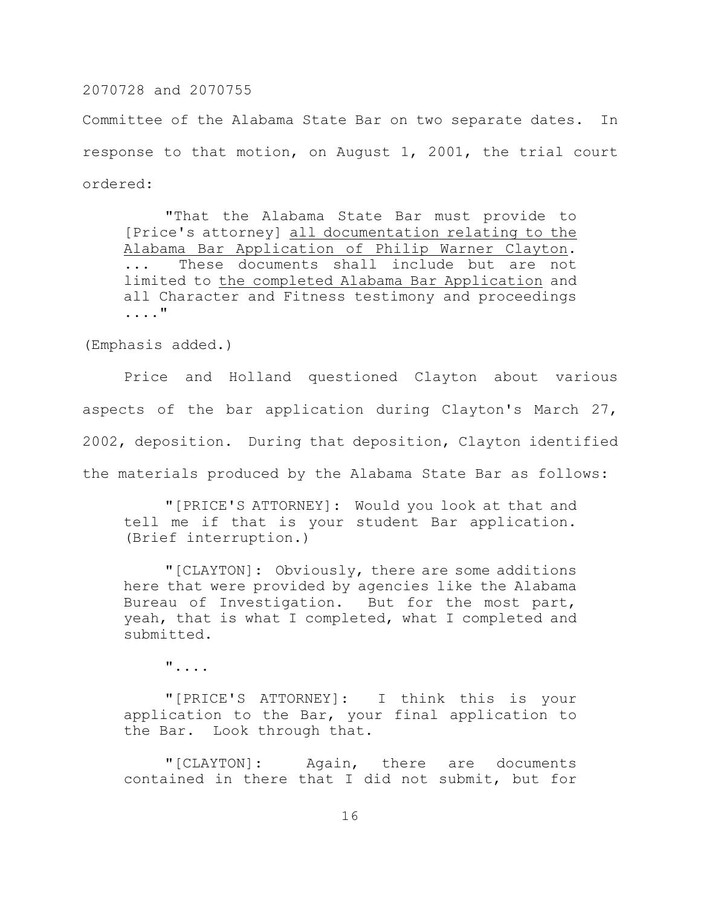Committee of the Alabama State Bar on two separate dates. In response to that motion, on August 1, 2001, the trial court ordered:

> "That the Alabama State Bar must provide to [Price's attorney] <u>all documentation relating to the Alabama Bar Application of Philip Warner Clayton</u>. ... These documents shall include but are not limited to <u>the completed Alabama Bar Application</u> and all Character and Fitness testimony and proceedings ...."

(Emphasis added.)

Price and Holland questioned Clayton about various aspects of the bar application during Clayton's March 27, 2002, deposition. During that deposition, Clayton identified the materials produced by the Alabama State Bar as follows:

> "[PRICE'S ATTORNEY]: Would you look at that and tell me if that is your student Bar application. (Brief interruption.)
>
> "[CLAYTON]: Obviously, there are some additions here that were provided by agencies like the Alabama Bureau of Investigation. But for the most part, yeah, that is what I completed, what I completed and submitted.
>
> "....
>
> "[PRICE'S ATTORNEY]: I think this is your application to the Bar, your final application to the Bar. Look through that.
>
> "[CLAYTON]: Again, there are documents contained in there that I did not submit, but for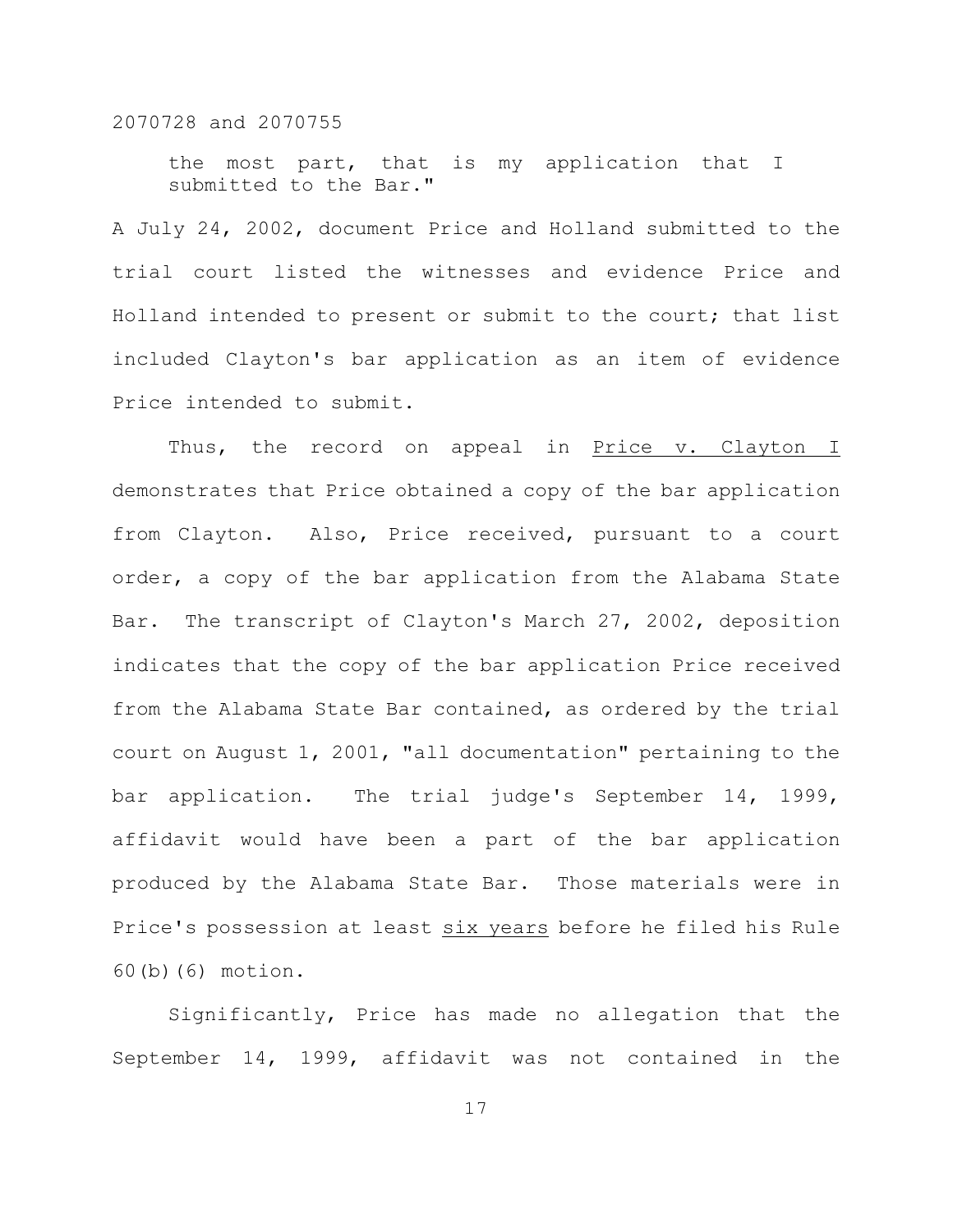the most part, that is my application that I submitted to the Bar."

A July 24, 2002, document Price and Holland submitted to the trial court listed the witnesses and evidence Price and Holland intended to present or submit to the court; that list included Clayton's bar application as an item of evidence Price intended to submit.

Thus, the record on appeal in Price v. Clayton I demonstrates that Price obtained a copy of the bar application from Clayton. Also, Price received, pursuant to a court order, a copy of the bar application from the Alabama State Bar. The transcript of Clayton's March 27, 2002, deposition indicates that the copy of the bar application Price received from the Alabama State Bar contained, as ordered by the trial court on August 1, 2001, "all documentation" pertaining to the bar application. The trial judge's September 14, 1999, affidavit would have been a part of the bar application produced by the Alabama State Bar. Those materials were in Price's possession at least six years before he filed his Rule 60(b)(6) motion.

Significantly, Price has made no allegation that the September 14, 1999, affidavit was not contained in the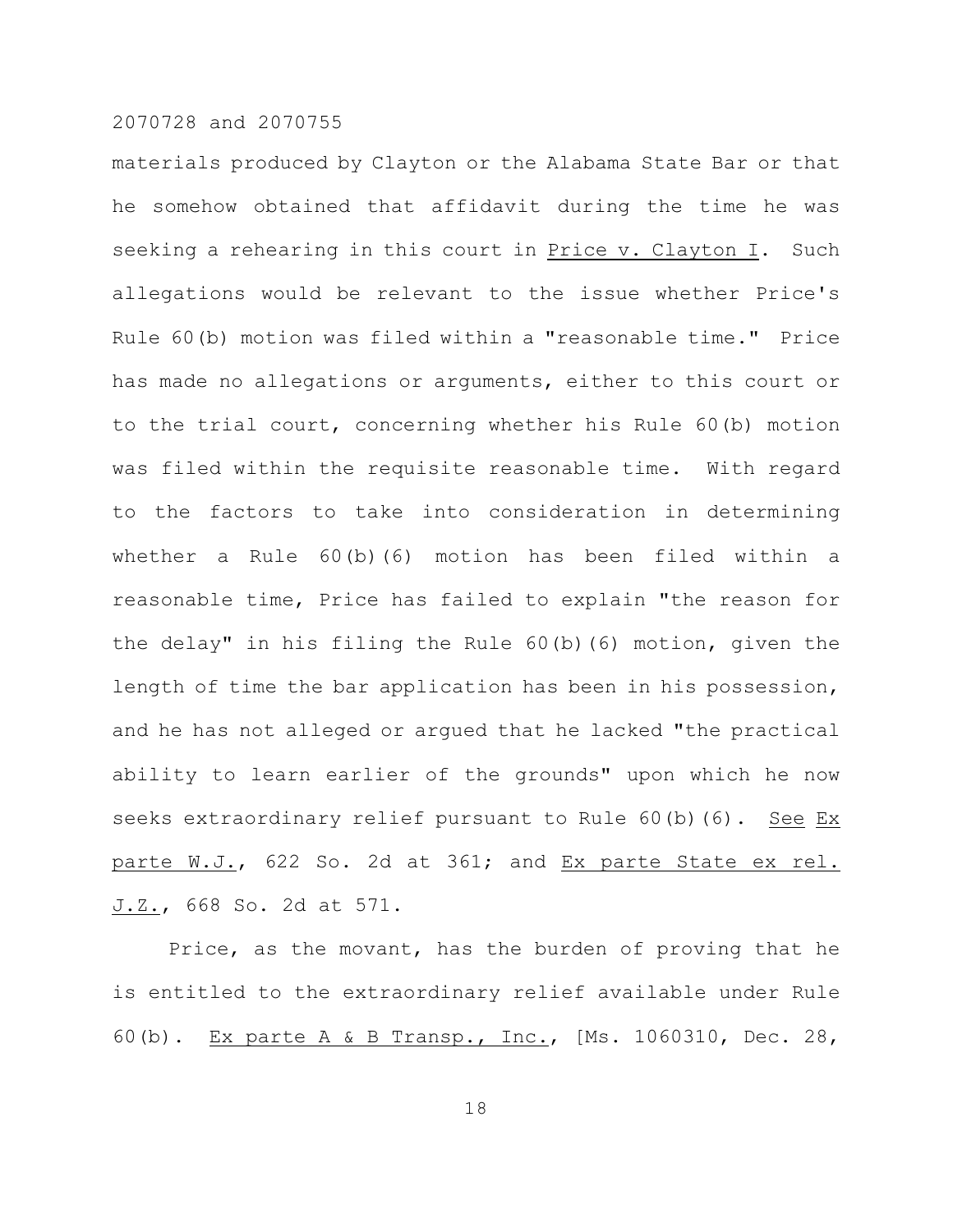materials produced by Clayton or the Alabama State Bar or that he somehow obtained that affidavit during the time he was seeking a rehearing in this court in Price v. Clayton I. Such allegations would be relevant to the issue whether Price's Rule 60(b) motion was filed within a "reasonable time." Price has made no allegations or arguments, either to this court or to the trial court, concerning whether his Rule 60(b) motion was filed within the requisite reasonable time. With regard to the factors to take into consideration in determining whether a Rule 60(b)(6) motion has been filed within a reasonable time, Price has failed to explain "the reason for the delay" in his filing the Rule 60(b)(6) motion, given the length of time the bar application has been in his possession, and he has not alleged or argued that he lacked "the practical ability to learn earlier of the grounds" upon which he now seeks extraordinary relief pursuant to Rule 60(b)(6). See Ex parte W.J., 622 So. 2d at 361; and Ex parte State ex rel. J.Z., 668 So. 2d at 571.

Price, as the movant, has the burden of proving that he is entitled to the extraordinary relief available under Rule 60(b). Ex parte A & B Transp., Inc., [Ms. 1060310, Dec. 28,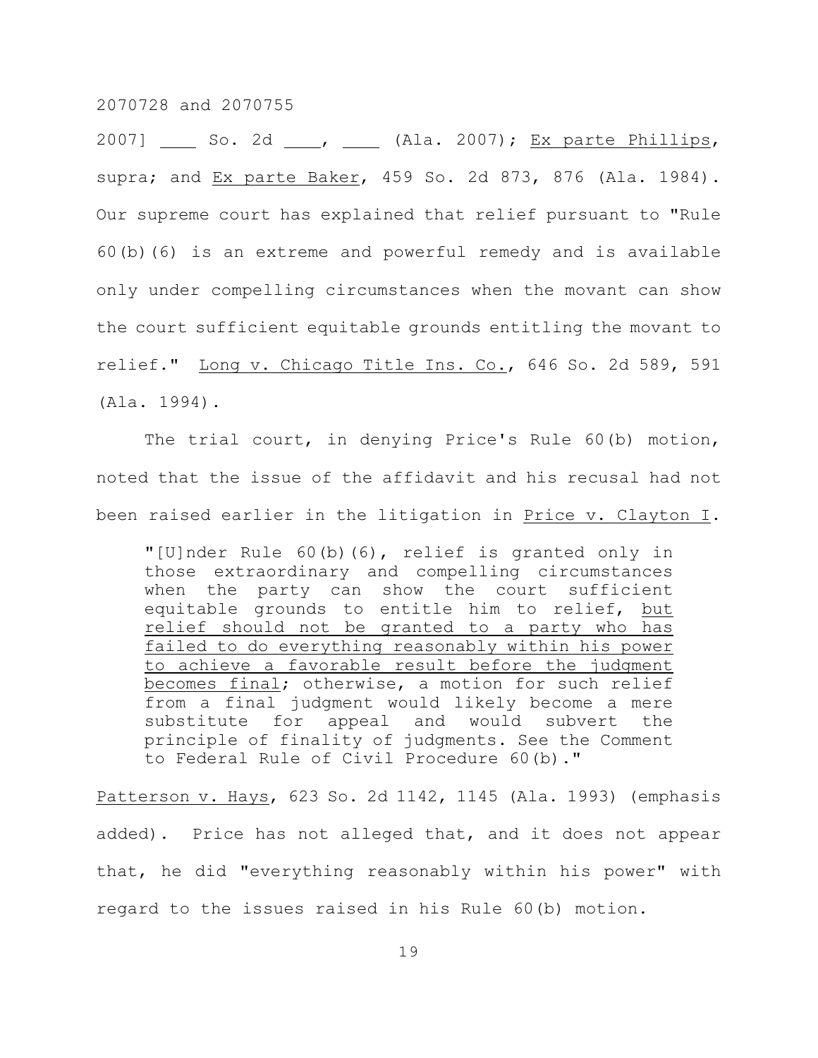2007] ___ So. 2d ___, ___ (Ala. 2007); Ex parte Phillips, supra; and Ex parte Baker, 459 So. 2d 873, 876 (Ala. 1984). Our supreme court has explained that relief pursuant to "Rule 60(b)(6) is an extreme and powerful remedy and is available only under compelling circumstances when the movant can show the court sufficient equitable grounds entitling the movant to relief." Long v. Chicago Title Ins. Co., 646 So. 2d 589, 591 (Ala. 1994).

The trial court, in denying Price's Rule 60(b) motion, noted that the issue of the affidavit and his recusal had not been raised earlier in the litigation in Price v. Clayton I.

> "[U]nder Rule 60(b)(6), relief is granted only in those extraordinary and compelling circumstances when the party can show the court sufficient equitable grounds to entitle him to relief, <u>but relief should not be granted to a party who has failed to do everything reasonably within his power to achieve a favorable result before the judgment becomes final</u>; otherwise, a motion for such relief from a final judgment would likely become a mere substitute for appeal and would subvert the principle of finality of judgments. See the Comment to Federal Rule of Civil Procedure 60(b)."

Patterson v. Hays, 623 So. 2d 1142, 1145 (Ala. 1993) (emphasis added). Price has not alleged that, and it does not appear that, he did "everything reasonably within his power" with regard to the issues raised in his Rule 60(b) motion.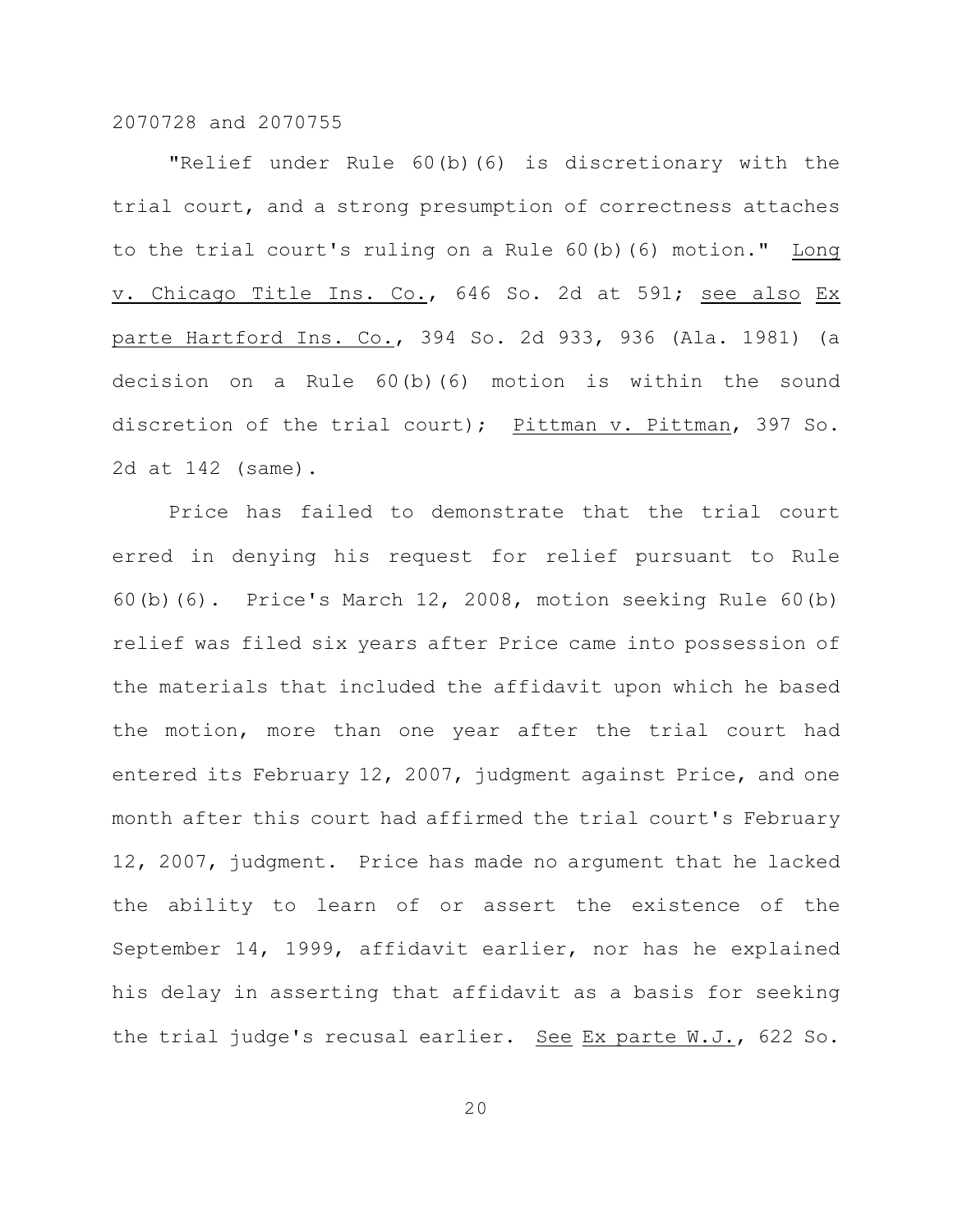"Relief under Rule 60(b)(6) is discretionary with the trial court, and a strong presumption of correctness attaches to the trial court's ruling on a Rule 60(b)(6) motion." Long v. Chicago Title Ins. Co., 646 So. 2d at 591; see also Ex parte Hartford Ins. Co., 394 So. 2d 933, 936 (Ala. 1981) (a decision on a Rule 60(b)(6) motion is within the sound discretion of the trial court); Pittman v. Pittman, 397 So. 2d at 142 (same).

Price has failed to demonstrate that the trial court erred in denying his request for relief pursuant to Rule 60(b)(6). Price's March 12, 2008, motion seeking Rule 60(b) relief was filed six years after Price came into possession of the materials that included the affidavit upon which he based the motion, more than one year after the trial court had entered its February 12, 2007, judgment against Price, and one month after this court had affirmed the trial court's February 12, 2007, judgment. Price has made no argument that he lacked the ability to learn of or assert the existence of the September 14, 1999, affidavit earlier, nor has he explained his delay in asserting that affidavit as a basis for seeking the trial judge's recusal earlier. See Ex parte W.J., 622 So.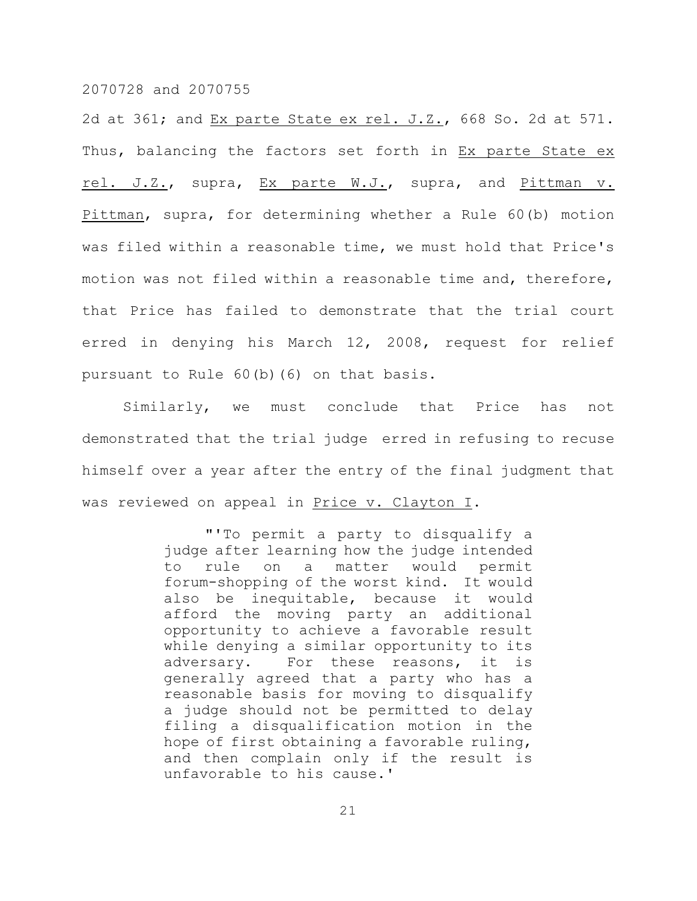2d at 361; and Ex parte State ex rel. J.Z., 668 So. 2d at 571. Thus, balancing the factors set forth in Ex parte State ex rel. J.Z., supra, Ex parte W.J., supra, and Pittman v. Pittman, supra, for determining whether a Rule 60(b) motion was filed within a reasonable time, we must hold that Price's motion was not filed within a reasonable time and, therefore, that Price has failed to demonstrate that the trial court erred in denying his March 12, 2008, request for relief pursuant to Rule 60(b)(6) on that basis.

Similarly, we must conclude that Price has not demonstrated that the trial judge erred in refusing to recuse himself over a year after the entry of the final judgment that was reviewed on appeal in Price v. Clayton I.

> "'To permit a party to disqualify a judge after learning how the judge intended to rule on a matter would permit forum-shopping of the worst kind. It would also be inequitable, because it would afford the moving party an additional opportunity to achieve a favorable result while denying a similar opportunity to its adversary. For these reasons, it is generally agreed that a party who has a reasonable basis for moving to disqualify a judge should not be permitted to delay filing a disqualification motion in the hope of first obtaining a favorable ruling, and then complain only if the result is unfavorable to his cause.'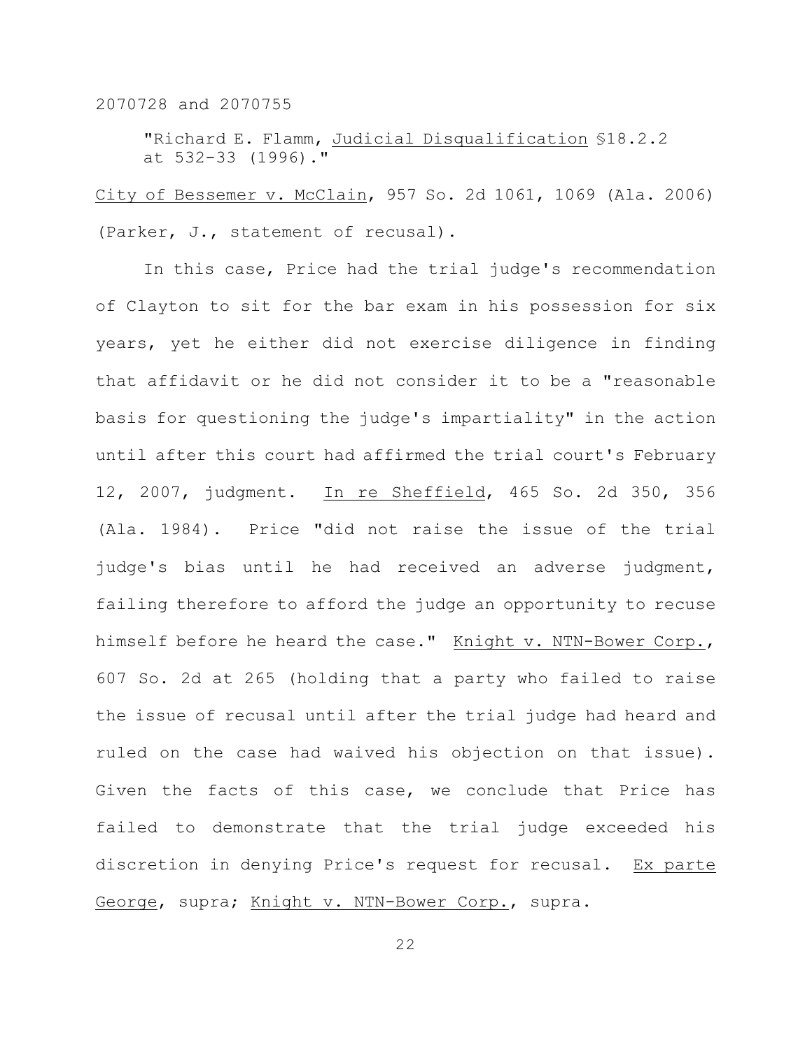"Richard E. Flamm, _Judicial Disqualification_ §18.2.2 at 532-33 (1996)."

_City of Bessemer v. McClain_, 957 So. 2d 1061, 1069 (Ala. 2006) (Parker, J., statement of recusal).

In this case, Price had the trial judge's recommendation of Clayton to sit for the bar exam in his possession for six years, yet he either did not exercise diligence in finding that affidavit or he did not consider it to be a "reasonable basis for questioning the judge's impartiality" in the action until after this court had affirmed the trial court's February 12, 2007, judgment. _In re Sheffield_, 465 So. 2d 350, 356 (Ala. 1984). Price "did not raise the issue of the trial judge's bias until he had received an adverse judgment, failing therefore to afford the judge an opportunity to recuse himself before he heard the case." _Knight v. NTN-Bower Corp._, 607 So. 2d at 265 (holding that a party who failed to raise the issue of recusal until after the trial judge had heard and ruled on the case had waived his objection on that issue). Given the facts of this case, we conclude that Price has failed to demonstrate that the trial judge exceeded his discretion in denying Price's request for recusal. _Ex parte George_, supra; _Knight v. NTN-Bower Corp._, supra.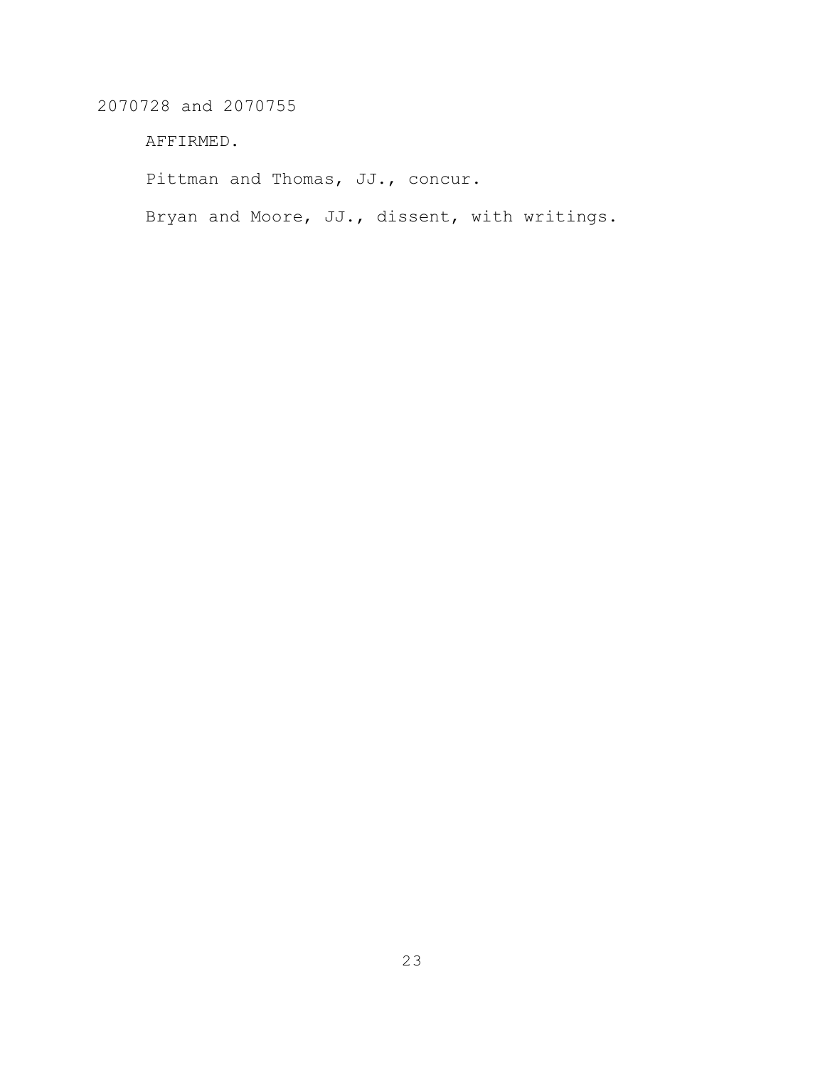AFFIRMED.

Pittman and Thomas, JJ., concur.

Bryan and Moore, JJ., dissent, with writings.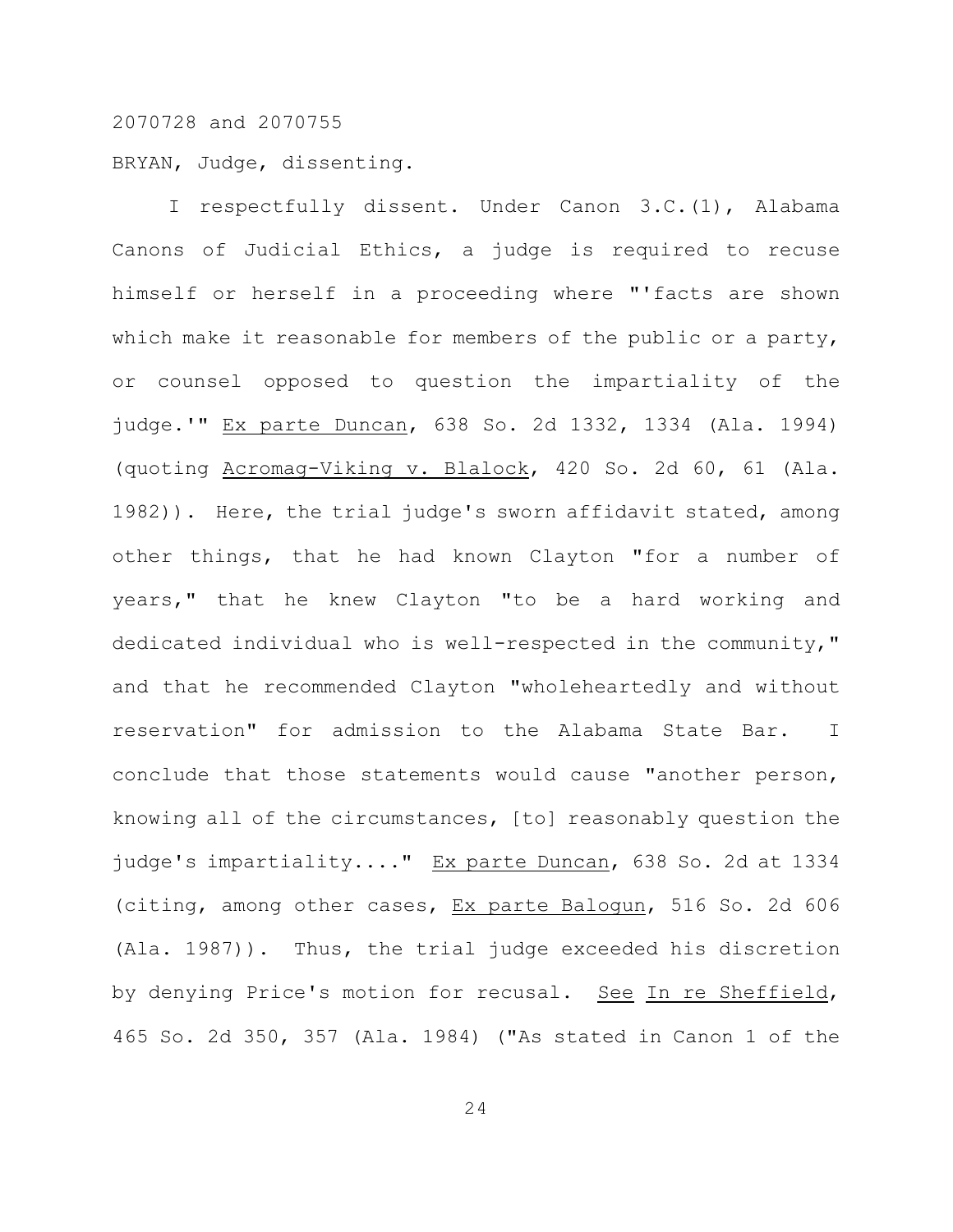2070728 and 2070755

BRYAN, Judge, dissenting.

I respectfully dissent. Under Canon 3.C.(1), Alabama Canons of Judicial Ethics, a judge is required to recuse himself or herself in a proceeding where "'facts are shown which make it reasonable for members of the public or a party, or counsel opposed to question the impartiality of the judge.'" Ex parte Duncan, 638 So. 2d 1332, 1334 (Ala. 1994) (quoting Acromag-Viking v. Blalock, 420 So. 2d 60, 61 (Ala. 1982)). Here, the trial judge's sworn affidavit stated, among other things, that he had known Clayton "for a number of years," that he knew Clayton "to be a hard working and dedicated individual who is well-respected in the community," and that he recommended Clayton "wholeheartedly and without reservation" for admission to the Alabama State Bar. I conclude that those statements would cause "another person, knowing all of the circumstances, [to] reasonably question the judge's impartiality...." Ex parte Duncan, 638 So. 2d at 1334 (citing, among other cases, Ex parte Balogun, 516 So. 2d 606 (Ala. 1987)). Thus, the trial judge exceeded his discretion by denying Price's motion for recusal. See In re Sheffield, 465 So. 2d 350, 357 (Ala. 1984) ("As stated in Canon 1 of the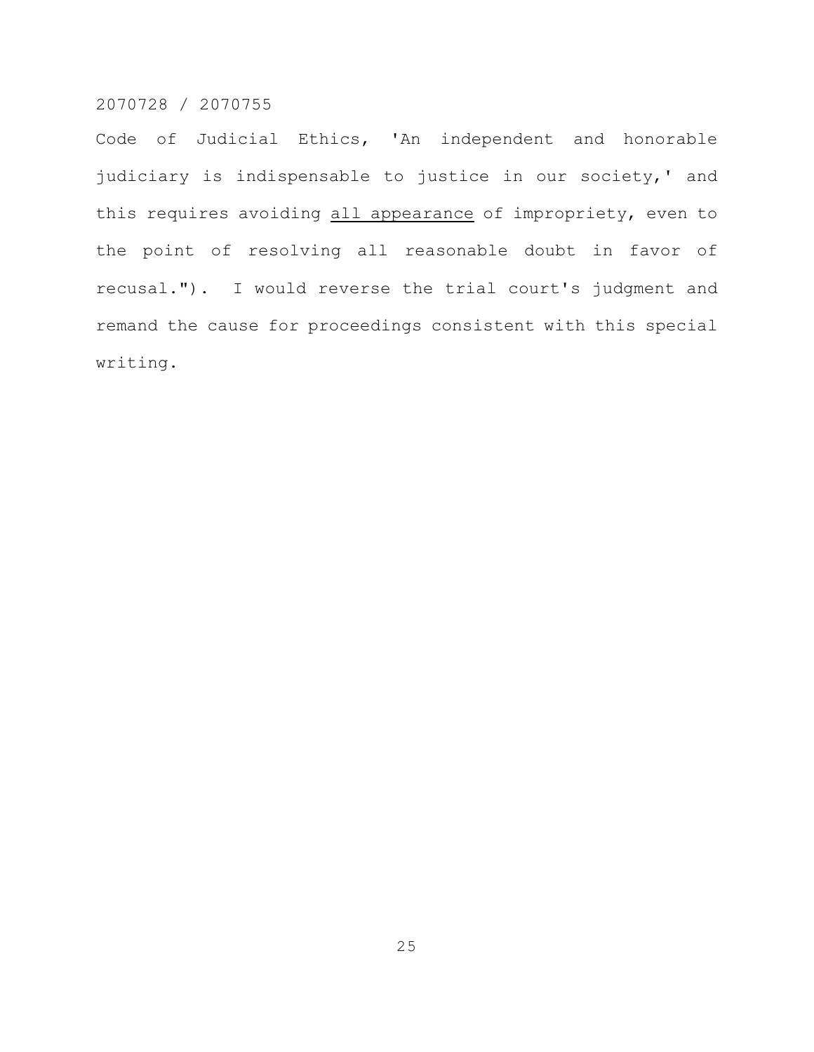Code of Judicial Ethics, 'An independent and honorable judiciary is indispensable to justice in our society,' and this requires avoiding <u>all appearance</u> of impropriety, even to the point of resolving all reasonable doubt in favor of recusal."). I would reverse the trial court's judgment and remand the cause for proceedings consistent with this special writing.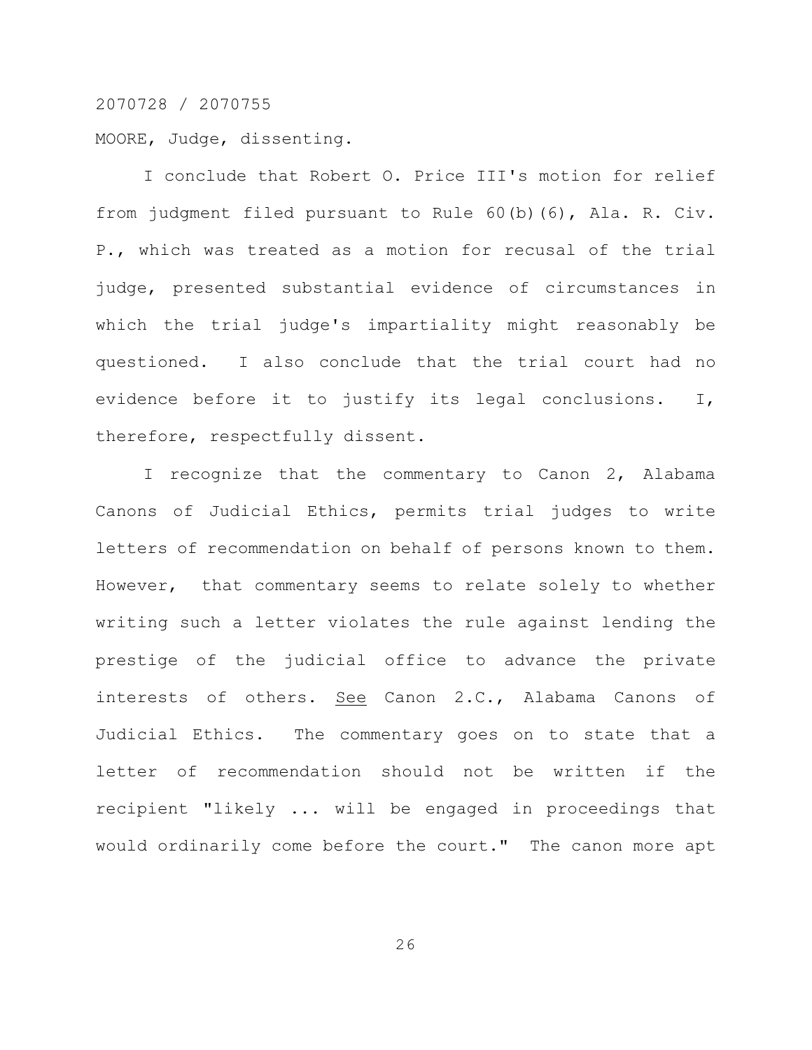2070728 / 2070755

MOORE, Judge, dissenting.

I conclude that Robert O. Price III's motion for relief from judgment filed pursuant to Rule 60(b)(6), Ala. R. Civ. P., which was treated as a motion for recusal of the trial judge, presented substantial evidence of circumstances in which the trial judge's impartiality might reasonably be questioned. I also conclude that the trial court had no evidence before it to justify its legal conclusions. I, therefore, respectfully dissent.

I recognize that the commentary to Canon 2, Alabama Canons of Judicial Ethics, permits trial judges to write letters of recommendation on behalf of persons known to them. However, that commentary seems to relate solely to whether writing such a letter violates the rule against lending the prestige of the judicial office to advance the private interests of others. See Canon 2.C., Alabama Canons of Judicial Ethics. The commentary goes on to state that a letter of recommendation should not be written if the recipient "likely ... will be engaged in proceedings that would ordinarily come before the court." The canon more apt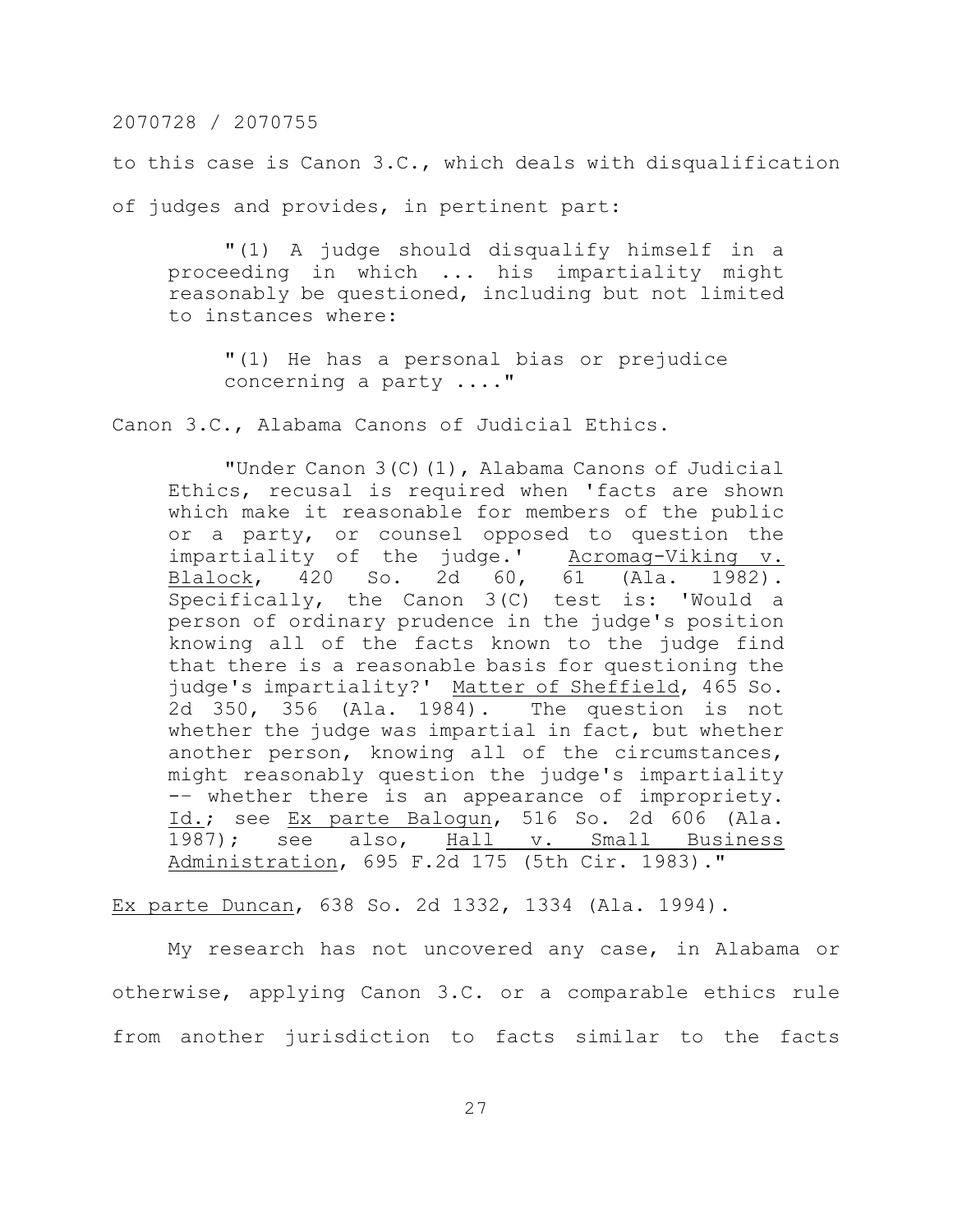to this case is Canon 3.C., which deals with disqualification of judges and provides, in pertinent part:

> "(1) A judge should disqualify himself in a proceeding in which ... his impartiality might reasonably be questioned, including but not limited to instances where:
>
> > "(1) He has a personal bias or prejudice concerning a party ...."

Canon 3.C., Alabama Canons of Judicial Ethics.

> "Under Canon 3(C)(1), Alabama Canons of Judicial Ethics, recusal is required when 'facts are shown which make it reasonable for members of the public or a party, or counsel opposed to question the impartiality of the judge.' Acromag-Viking v. Blalock, 420 So. 2d 60, 61 (Ala. 1982). Specifically, the Canon 3(C) test is: 'Would a person of ordinary prudence in the judge's position knowing all of the facts known to the judge find that there is a reasonable basis for questioning the judge's impartiality?' Matter of Sheffield, 465 So. 2d 350, 356 (Ala. 1984). The question is not whether the judge was impartial in fact, but whether another person, knowing all of the circumstances, might reasonably question the judge's impartiality -- whether there is an appearance of impropriety. Id.; see Ex parte Balogun, 516 So. 2d 606 (Ala. 1987); see also, Hall v. Small Business Administration, 695 F.2d 175 (5th Cir. 1983)."

Ex parte Duncan, 638 So. 2d 1332, 1334 (Ala. 1994).

My research has not uncovered any case, in Alabama or otherwise, applying Canon 3.C. or a comparable ethics rule from another jurisdiction to facts similar to the facts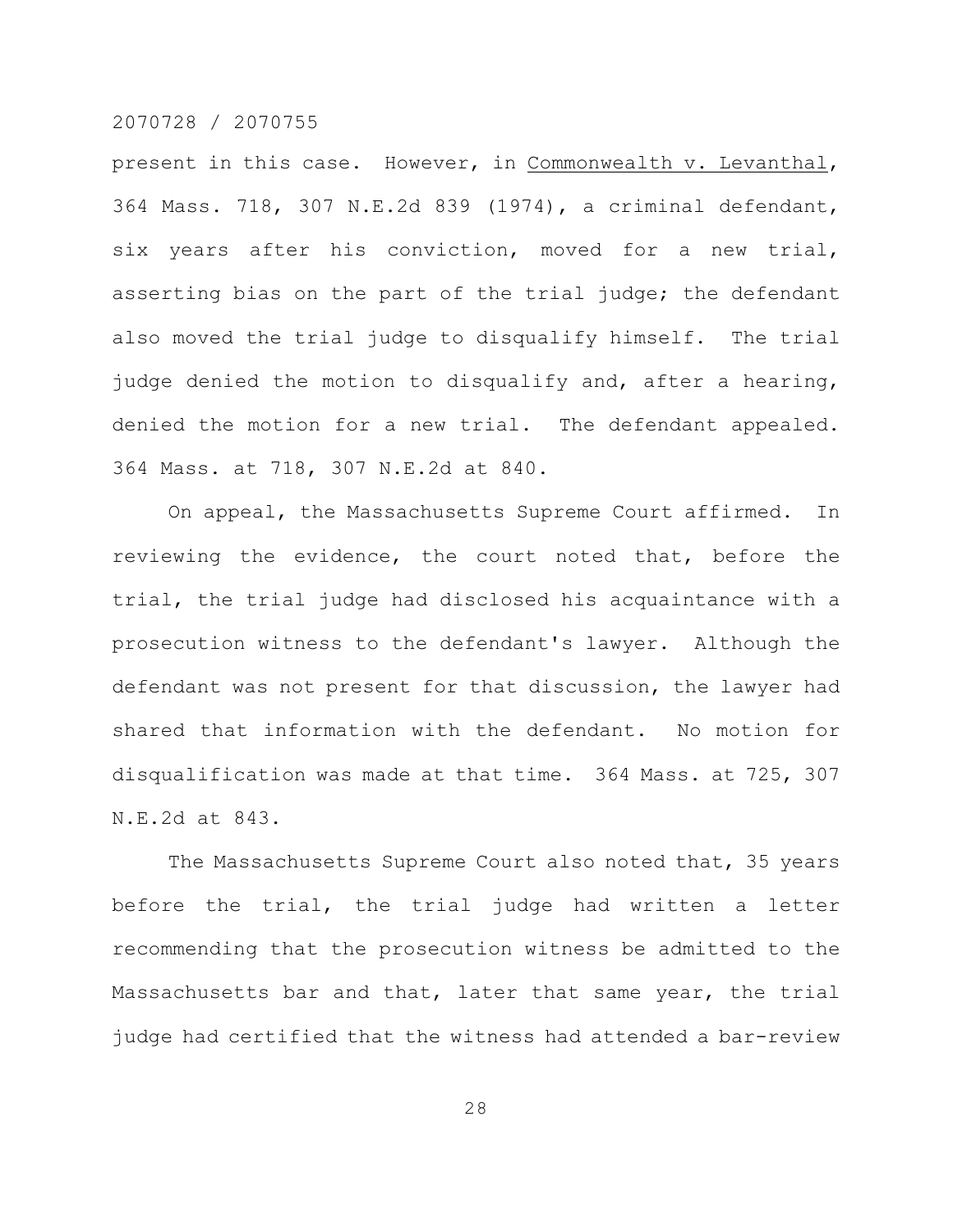present in this case. However, in Commonwealth v. Levanthal, 364 Mass. 718, 307 N.E.2d 839 (1974), a criminal defendant, six years after his conviction, moved for a new trial, asserting bias on the part of the trial judge; the defendant also moved the trial judge to disqualify himself. The trial judge denied the motion to disqualify and, after a hearing, denied the motion for a new trial. The defendant appealed. 364 Mass. at 718, 307 N.E.2d at 840.

On appeal, the Massachusetts Supreme Court affirmed. In reviewing the evidence, the court noted that, before the trial, the trial judge had disclosed his acquaintance with a prosecution witness to the defendant's lawyer. Although the defendant was not present for that discussion, the lawyer had shared that information with the defendant. No motion for disqualification was made at that time. 364 Mass. at 725, 307 N.E.2d at 843.

The Massachusetts Supreme Court also noted that, 35 years before the trial, the trial judge had written a letter recommending that the prosecution witness be admitted to the Massachusetts bar and that, later that same year, the trial judge had certified that the witness had attended a bar-review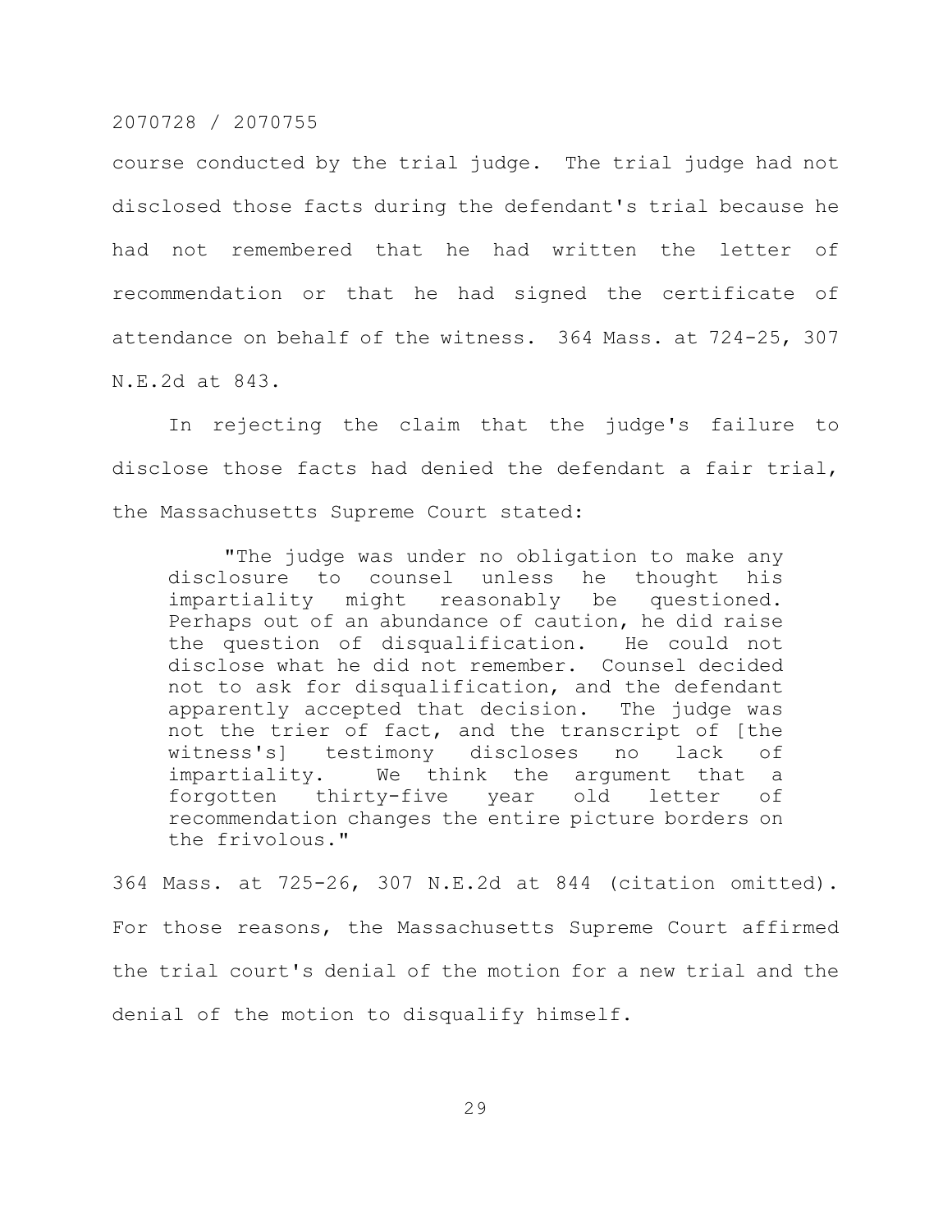course conducted by the trial judge. The trial judge had not disclosed those facts during the defendant's trial because he had not remembered that he had written the letter of recommendation or that he had signed the certificate of attendance on behalf of the witness. 364 Mass. at 724-25, 307 N.E.2d at 843.

In rejecting the claim that the judge's failure to disclose those facts had denied the defendant a fair trial, the Massachusetts Supreme Court stated:

> "The judge was under no obligation to make any disclosure to counsel unless he thought his impartiality might reasonably be questioned. Perhaps out of an abundance of caution, he did raise the question of disqualification. He could not disclose what he did not remember. Counsel decided not to ask for disqualification, and the defendant apparently accepted that decision. The judge was not the trier of fact, and the transcript of [the witness's] testimony discloses no lack of impartiality. We think the argument that a forgotten thirty-five year old letter of recommendation changes the entire picture borders on the frivolous."

364 Mass. at 725-26, 307 N.E.2d at 844 (citation omitted). For those reasons, the Massachusetts Supreme Court affirmed the trial court's denial of the motion for a new trial and the denial of the motion to disqualify himself.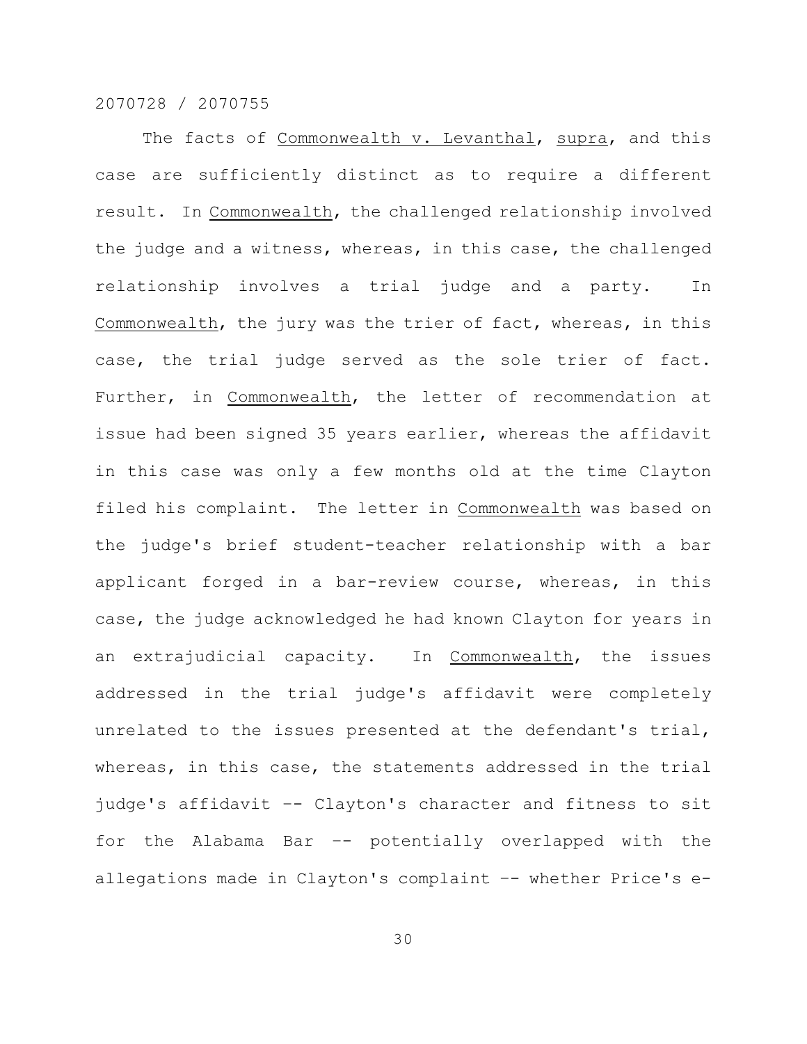The facts of Commonwealth v. Levanthal, supra, and this case are sufficiently distinct as to require a different result. In Commonwealth, the challenged relationship involved the judge and a witness, whereas, in this case, the challenged relationship involves a trial judge and a party. In Commonwealth, the jury was the trier of fact, whereas, in this case, the trial judge served as the sole trier of fact. Further, in Commonwealth, the letter of recommendation at issue had been signed 35 years earlier, whereas the affidavit in this case was only a few months old at the time Clayton filed his complaint. The letter in Commonwealth was based on the judge's brief student-teacher relationship with a bar applicant forged in a bar-review course, whereas, in this case, the judge acknowledged he had known Clayton for years in an extrajudicial capacity. In Commonwealth, the issues addressed in the trial judge's affidavit were completely unrelated to the issues presented at the defendant's trial, whereas, in this case, the statements addressed in the trial judge's affidavit -- Clayton's character and fitness to sit for the Alabama Bar -- potentially overlapped with the allegations made in Clayton's complaint -- whether Price's e-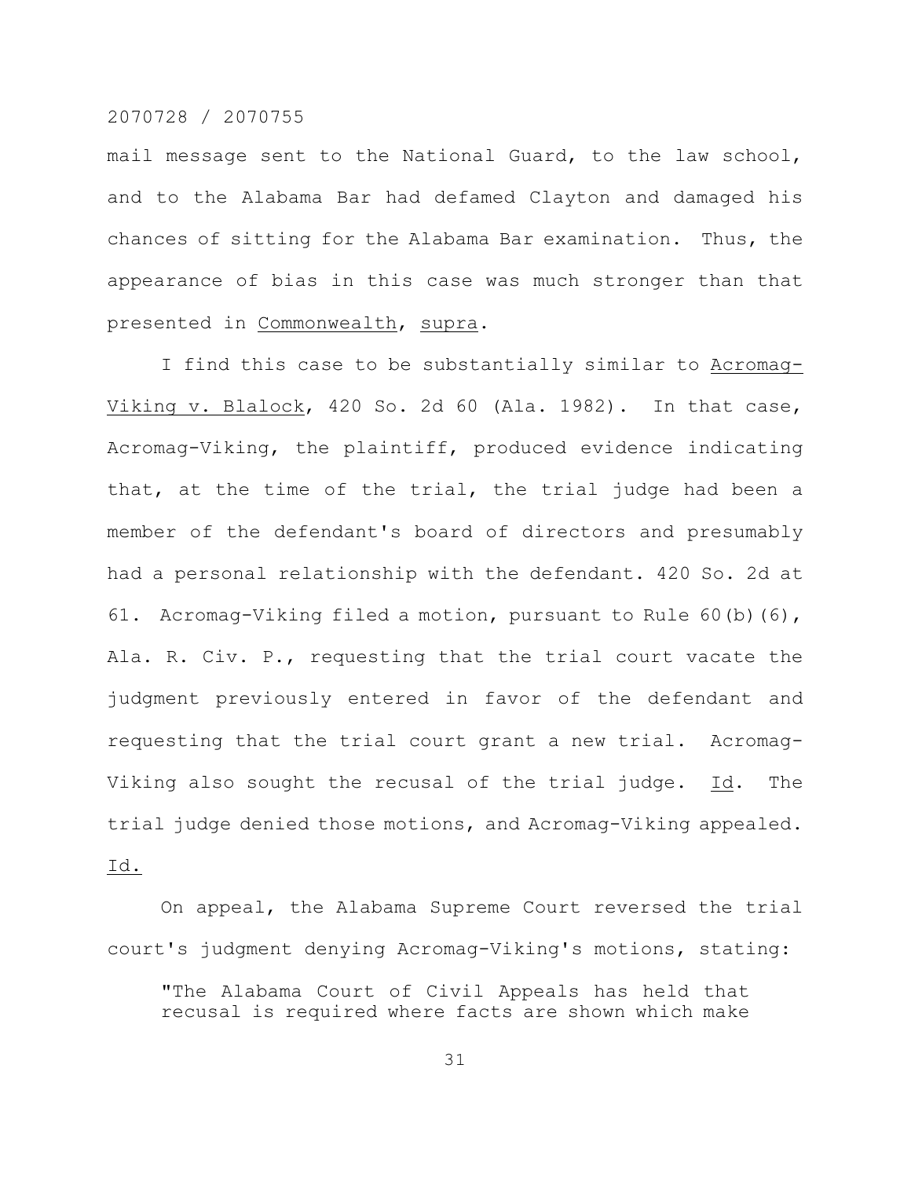mail message sent to the National Guard, to the law school, and to the Alabama Bar had defamed Clayton and damaged his chances of sitting for the Alabama Bar examination. Thus, the appearance of bias in this case was much stronger than that presented in Commonwealth, supra.

I find this case to be substantially similar to Acromag-Viking v. Blalock, 420 So. 2d 60 (Ala. 1982). In that case, Acromag-Viking, the plaintiff, produced evidence indicating that, at the time of the trial, the trial judge had been a member of the defendant's board of directors and presumably had a personal relationship with the defendant. 420 So. 2d at 61. Acromag-Viking filed a motion, pursuant to Rule 60(b)(6), Ala. R. Civ. P., requesting that the trial court vacate the judgment previously entered in favor of the defendant and requesting that the trial court grant a new trial. Acromag-Viking also sought the recusal of the trial judge. Id. The trial judge denied those motions, and Acromag-Viking appealed. Id.

On appeal, the Alabama Supreme Court reversed the trial court's judgment denying Acromag-Viking's motions, stating:

> "The Alabama Court of Civil Appeals has held that recusal is required where facts are shown which make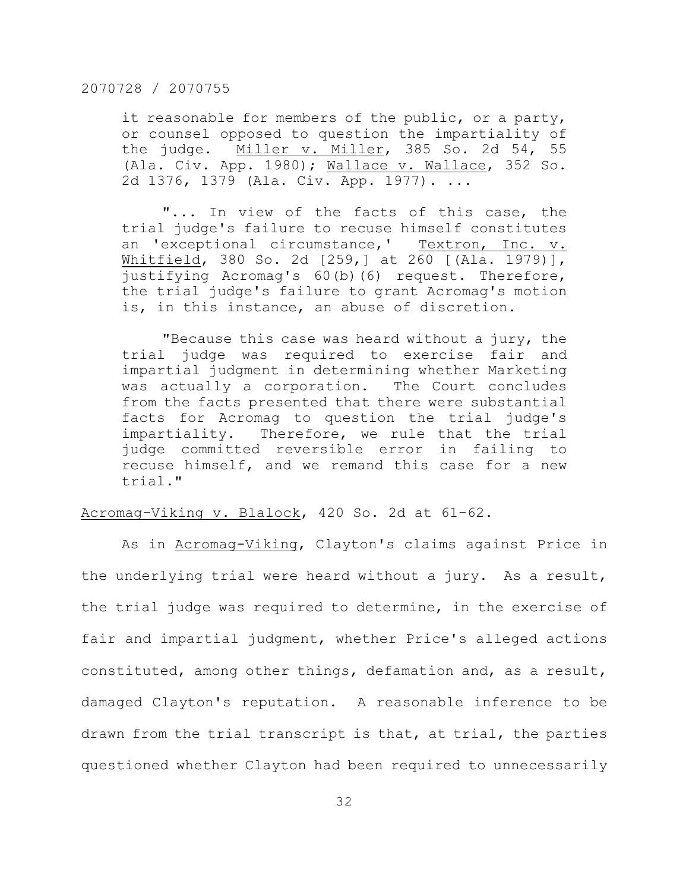> it reasonable for members of the public, or a party, or counsel opposed to question the impartiality of the judge. Miller v. Miller, 385 So. 2d 54, 55 (Ala. Civ. App. 1980); Wallace v. Wallace, 352 So. 2d 1376, 1379 (Ala. Civ. App. 1977). ...
>
> "... In view of the facts of this case, the trial judge's failure to recuse himself constitutes an 'exceptional circumstance,' Textron, Inc. v. Whitfield, 380 So. 2d [259,] at 260 [(Ala. 1979)], justifying Acromag's 60(b)(6) request. Therefore, the trial judge's failure to grant Acromag's motion is, in this instance, an abuse of discretion.
>
> "Because this case was heard without a jury, the trial judge was required to exercise fair and impartial judgment in determining whether Marketing was actually a corporation. The Court concludes from the facts presented that there were substantial facts for Acromag to question the trial judge's impartiality. Therefore, we rule that the trial judge committed reversible error in failing to recuse himself, and we remand this case for a new trial."

Acromag-Viking v. Blalock, 420 So. 2d at 61-62.

As in Acromag-Viking, Clayton's claims against Price in the underlying trial were heard without a jury. As a result, the trial judge was required to determine, in the exercise of fair and impartial judgment, whether Price's alleged actions constituted, among other things, defamation and, as a result, damaged Clayton's reputation. A reasonable inference to be drawn from the trial transcript is that, at trial, the parties questioned whether Clayton had been required to unnecessarily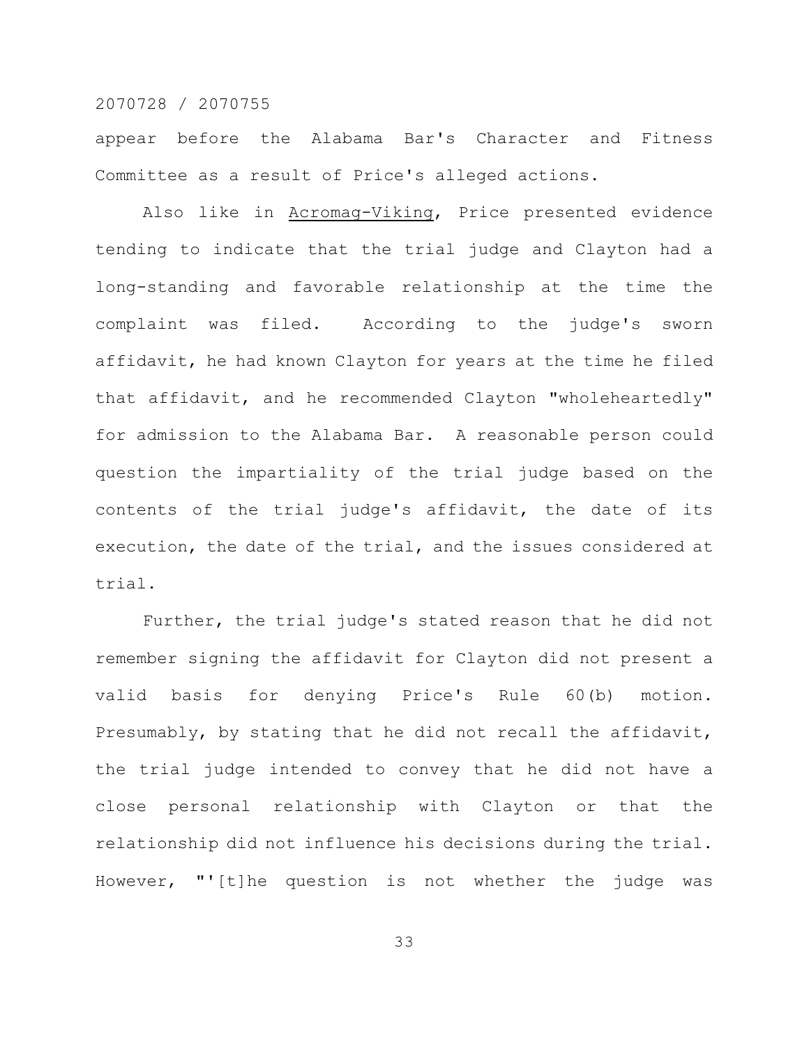appear before the Alabama Bar's Character and Fitness Committee as a result of Price's alleged actions.

Also like in Acromag-Viking, Price presented evidence tending to indicate that the trial judge and Clayton had a long-standing and favorable relationship at the time the complaint was filed. According to the judge's sworn affidavit, he had known Clayton for years at the time he filed that affidavit, and he recommended Clayton "wholeheartedly" for admission to the Alabama Bar. A reasonable person could question the impartiality of the trial judge based on the contents of the trial judge's affidavit, the date of its execution, the date of the trial, and the issues considered at trial.

Further, the trial judge's stated reason that he did not remember signing the affidavit for Clayton did not present a valid basis for denying Price's Rule 60(b) motion. Presumably, by stating that he did not recall the affidavit, the trial judge intended to convey that he did not have a close personal relationship with Clayton or that the relationship did not influence his decisions during the trial. However, "'[t]he question is not whether the judge was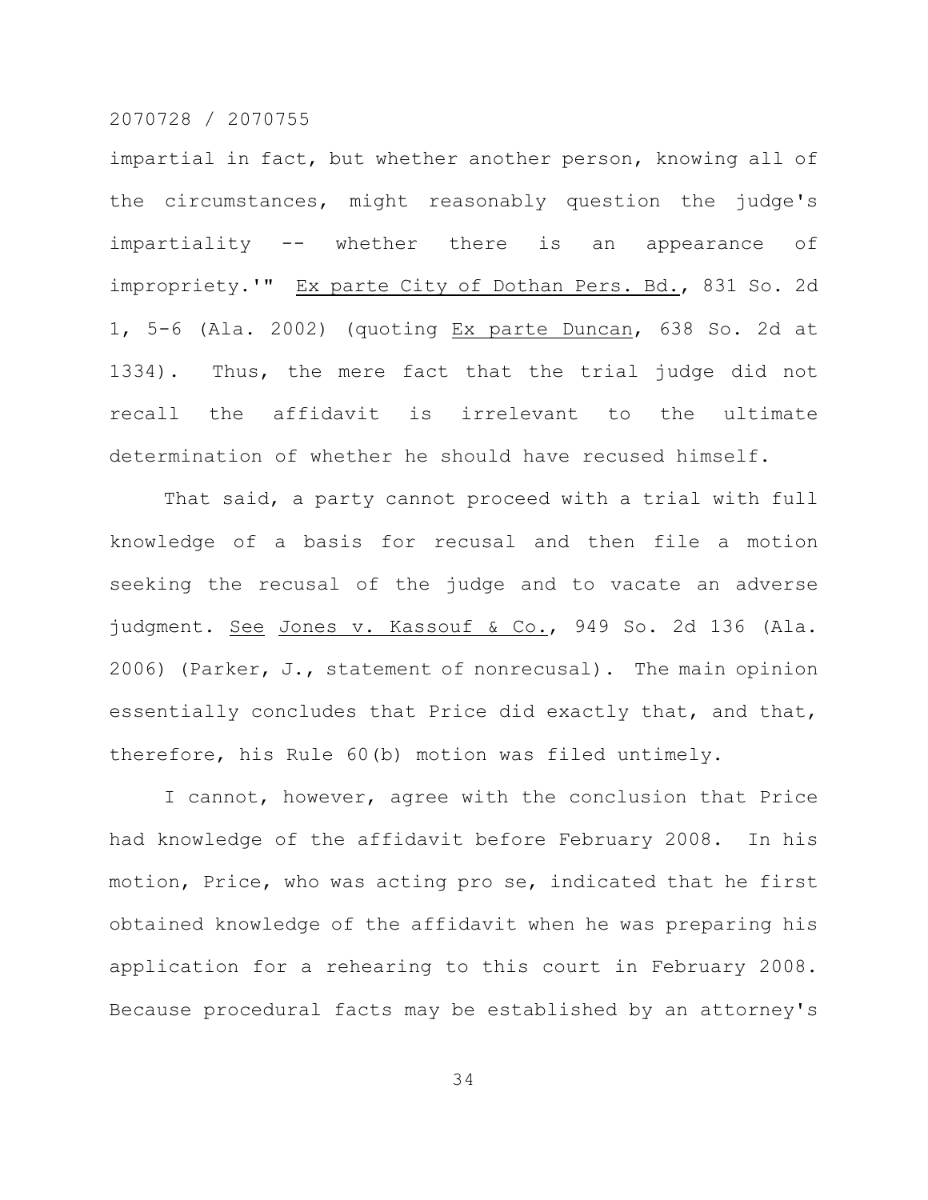impartial in fact, but whether another person, knowing all of the circumstances, might reasonably question the judge's impartiality -- whether there is an appearance of impropriety.'" Ex parte City of Dothan Pers. Bd., 831 So. 2d 1, 5-6 (Ala. 2002) (quoting Ex parte Duncan, 638 So. 2d at 1334). Thus, the mere fact that the trial judge did not recall the affidavit is irrelevant to the ultimate determination of whether he should have recused himself.

That said, a party cannot proceed with a trial with full knowledge of a basis for recusal and then file a motion seeking the recusal of the judge and to vacate an adverse judgment. See Jones v. Kassouf & Co., 949 So. 2d 136 (Ala. 2006) (Parker, J., statement of nonrecusal). The main opinion essentially concludes that Price did exactly that, and that, therefore, his Rule 60(b) motion was filed untimely.

I cannot, however, agree with the conclusion that Price had knowledge of the affidavit before February 2008. In his motion, Price, who was acting pro se, indicated that he first obtained knowledge of the affidavit when he was preparing his application for a rehearing to this court in February 2008. Because procedural facts may be established by an attorney's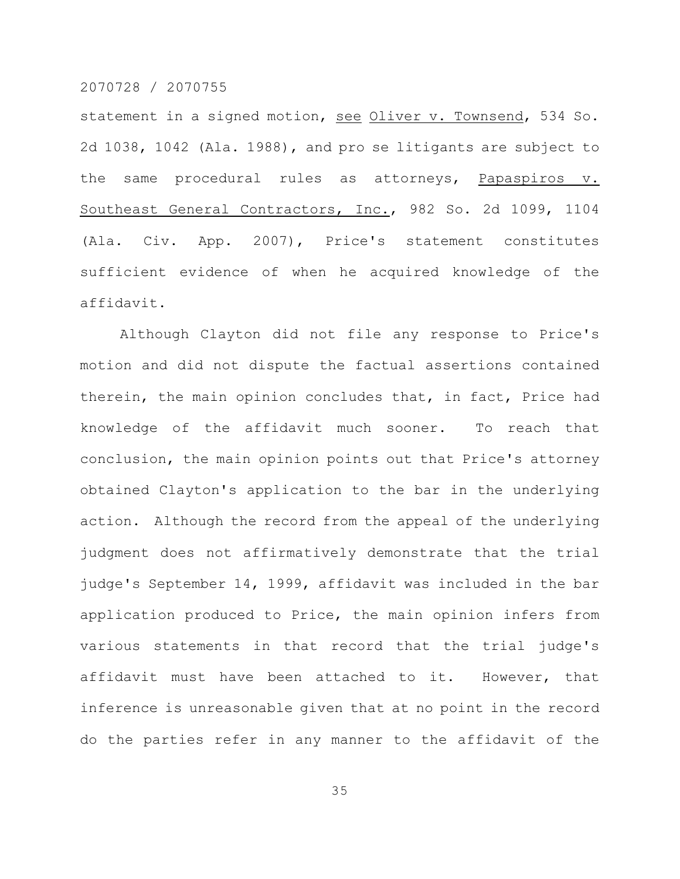statement in a signed motion, see Oliver v. Townsend, 534 So. 2d 1038, 1042 (Ala. 1988), and pro se litigants are subject to the same procedural rules as attorneys, Papaspiros v. Southeast General Contractors, Inc., 982 So. 2d 1099, 1104 (Ala. Civ. App. 2007), Price's statement constitutes sufficient evidence of when he acquired knowledge of the affidavit.

Although Clayton did not file any response to Price's motion and did not dispute the factual assertions contained therein, the main opinion concludes that, in fact, Price had knowledge of the affidavit much sooner. To reach that conclusion, the main opinion points out that Price's attorney obtained Clayton's application to the bar in the underlying action. Although the record from the appeal of the underlying judgment does not affirmatively demonstrate that the trial judge's September 14, 1999, affidavit was included in the bar application produced to Price, the main opinion infers from various statements in that record that the trial judge's affidavit must have been attached to it. However, that inference is unreasonable given that at no point in the record do the parties refer in any manner to the affidavit of the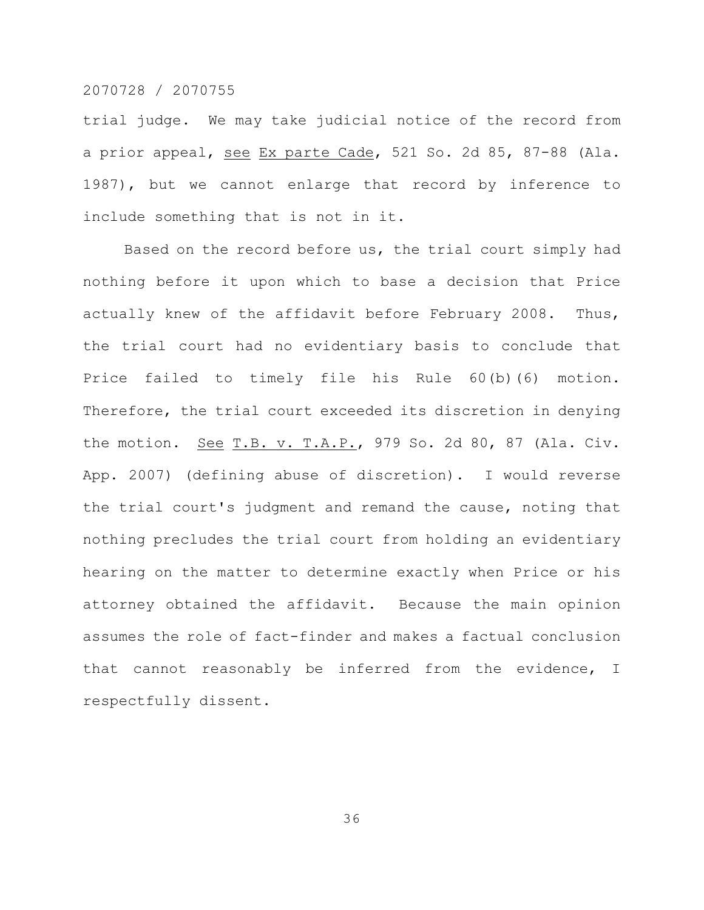trial judge. We may take judicial notice of the record from a prior appeal, see Ex parte Cade, 521 So. 2d 85, 87-88 (Ala. 1987), but we cannot enlarge that record by inference to include something that is not in it.

Based on the record before us, the trial court simply had nothing before it upon which to base a decision that Price actually knew of the affidavit before February 2008. Thus, the trial court had no evidentiary basis to conclude that Price failed to timely file his Rule 60(b)(6) motion. Therefore, the trial court exceeded its discretion in denying the motion. See T.B. v. T.A.P., 979 So. 2d 80, 87 (Ala. Civ. App. 2007) (defining abuse of discretion). I would reverse the trial court's judgment and remand the cause, noting that nothing precludes the trial court from holding an evidentiary hearing on the matter to determine exactly when Price or his attorney obtained the affidavit. Because the main opinion assumes the role of fact-finder and makes a factual conclusion that cannot reasonably be inferred from the evidence, I respectfully dissent.